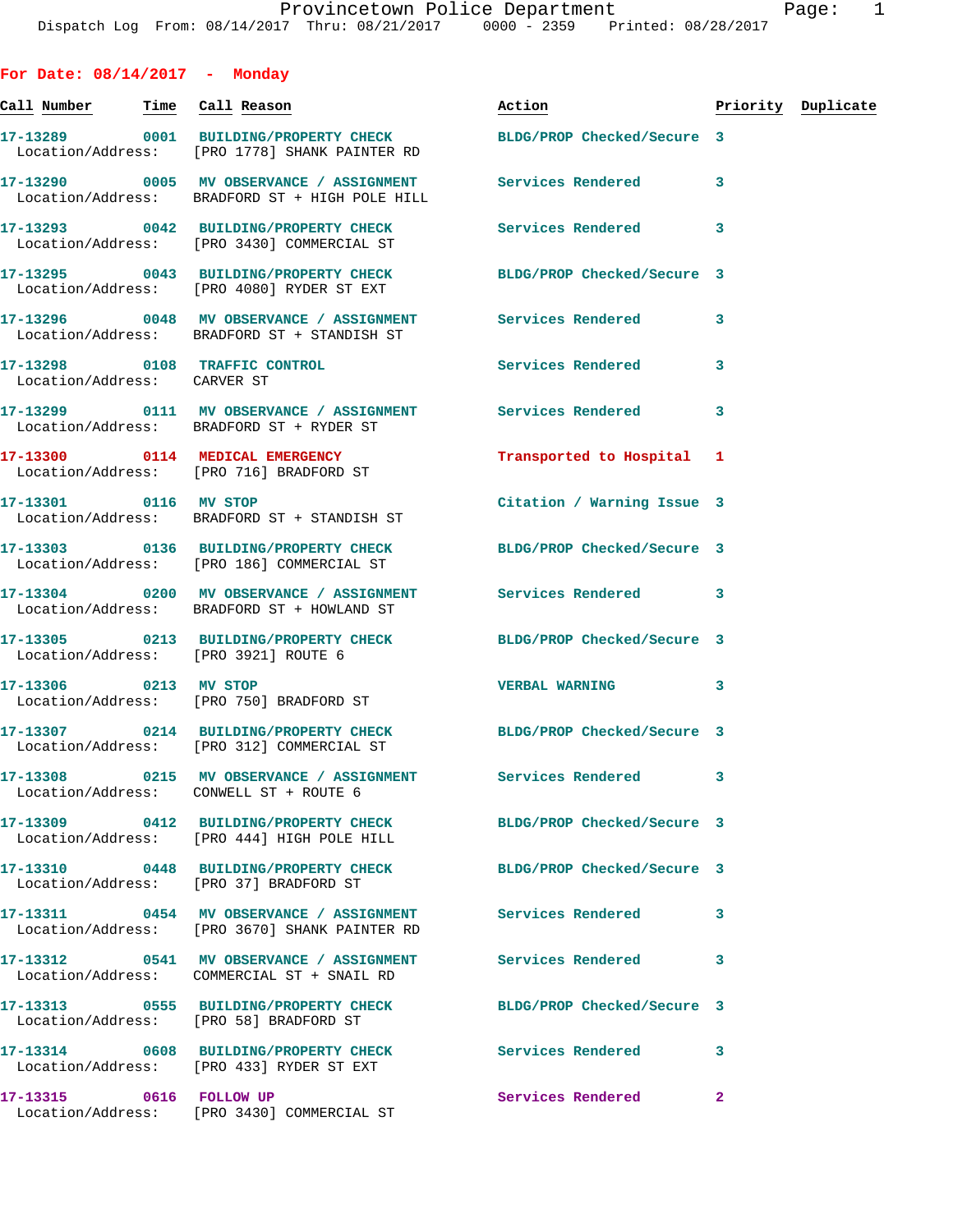Provincetown Police Department
Dispatch Log From: 08/14/2017 Thru: 08/21/2017 0000 - 2359 Printed: 08/28/2017

## For Date: 08/14/2017 - Monday

| Call Number | Time | Call Reason | Action | Priority | Duplicate |
|---|---|---|---|---|---|
| 17-13289 | 0001 | BUILDING/PROPERTY CHECK | BLDG/PROP Checked/Secure | 3 | |
| Location/Address: | | [PRO 1778] SHANK PAINTER RD | | | |
| 17-13290 | 0005 | MV OBSERVANCE / ASSIGNMENT | Services Rendered | 3 | |
| Location/Address: | | BRADFORD ST + HIGH POLE HILL | | | |
| 17-13293 | 0042 | BUILDING/PROPERTY CHECK | Services Rendered | 3 | |
| Location/Address: | | [PRO 3430] COMMERCIAL ST | | | |
| 17-13295 | 0043 | BUILDING/PROPERTY CHECK | BLDG/PROP Checked/Secure | 3 | |
| Location/Address: | | [PRO 4080] RYDER ST EXT | | | |
| 17-13296 | 0048 | MV OBSERVANCE / ASSIGNMENT | Services Rendered | 3 | |
| Location/Address: | | BRADFORD ST + STANDISH ST | | | |
| 17-13298 | 0108 | TRAFFIC CONTROL | Services Rendered | 3 | |
| Location/Address: | | CARVER ST | | | |
| 17-13299 | 0111 | MV OBSERVANCE / ASSIGNMENT | Services Rendered | 3 | |
| Location/Address: | | BRADFORD ST + RYDER ST | | | |
| 17-13300 | 0114 | MEDICAL EMERGENCY | Transported to Hospital | 1 | |
| Location/Address: | | [PRO 716] BRADFORD ST | | | |
| 17-13301 | 0116 | MV STOP | Citation / Warning Issue | 3 | |
| Location/Address: | | BRADFORD ST + STANDISH ST | | | |
| 17-13303 | 0136 | BUILDING/PROPERTY CHECK | BLDG/PROP Checked/Secure | 3 | |
| Location/Address: | | [PRO 186] COMMERCIAL ST | | | |
| 17-13304 | 0200 | MV OBSERVANCE / ASSIGNMENT | Services Rendered | 3 | |
| Location/Address: | | BRADFORD ST + HOWLAND ST | | | |
| 17-13305 | 0213 | BUILDING/PROPERTY CHECK | BLDG/PROP Checked/Secure | 3 | |
| Location/Address: | | [PRO 3921] ROUTE 6 | | | |
| 17-13306 | 0213 | MV STOP | VERBAL WARNING | 3 | |
| Location/Address: | | [PRO 750] BRADFORD ST | | | |
| 17-13307 | 0214 | BUILDING/PROPERTY CHECK | BLDG/PROP Checked/Secure | 3 | |
| Location/Address: | | [PRO 312] COMMERCIAL ST | | | |
| 17-13308 | 0215 | MV OBSERVANCE / ASSIGNMENT | Services Rendered | 3 | |
| Location/Address: | | CONWELL ST + ROUTE 6 | | | |
| 17-13309 | 0412 | BUILDING/PROPERTY CHECK | BLDG/PROP Checked/Secure | 3 | |
| Location/Address: | | [PRO 444] HIGH POLE HILL | | | |
| 17-13310 | 0448 | BUILDING/PROPERTY CHECK | BLDG/PROP Checked/Secure | 3 | |
| Location/Address: | | [PRO 37] BRADFORD ST | | | |
| 17-13311 | 0454 | MV OBSERVANCE / ASSIGNMENT | Services Rendered | 3 | |
| Location/Address: | | [PRO 3670] SHANK PAINTER RD | | | |
| 17-13312 | 0541 | MV OBSERVANCE / ASSIGNMENT | Services Rendered | 3 | |
| Location/Address: | | COMMERCIAL ST + SNAIL RD | | | |
| 17-13313 | 0555 | BUILDING/PROPERTY CHECK | BLDG/PROP Checked/Secure | 3 | |
| Location/Address: | | [PRO 58] BRADFORD ST | | | |
| 17-13314 | 0608 | BUILDING/PROPERTY CHECK | Services Rendered | 3 | |
| Location/Address: | | [PRO 433] RYDER ST EXT | | | |
| 17-13315 | 0616 | FOLLOW UP | Services Rendered | 2 | |
| Location/Address: | | [PRO 3430] COMMERCIAL ST | | | |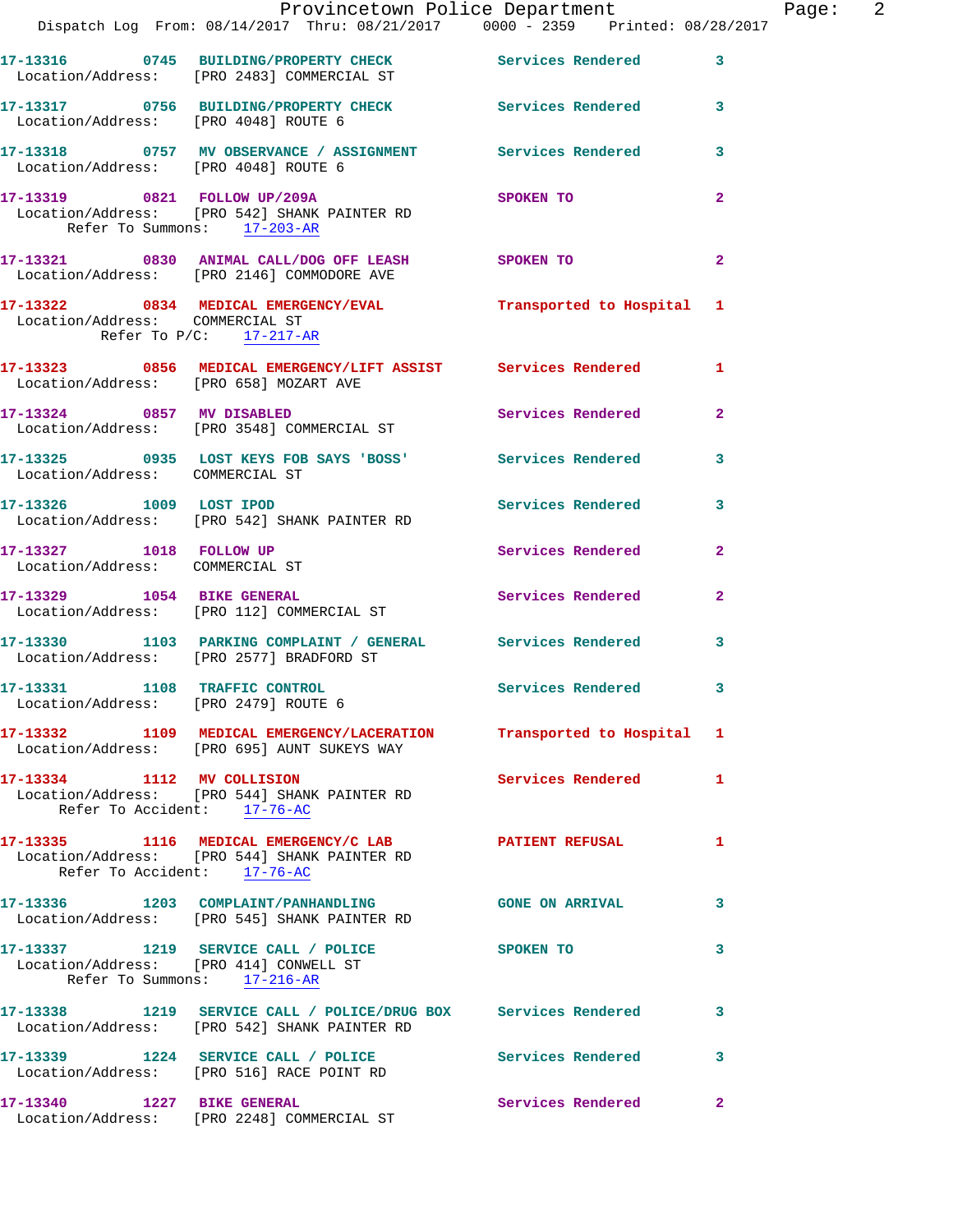17-13316 0745 BUILDING/PROPERTY CHECK Services Rendered 3
Location/Address: [PRO 2483] COMMERCIAL ST

17-13317 0756 BUILDING/PROPERTY CHECK Services Rendered 3
Location/Address: [PRO 4048] ROUTE 6

17-13318 0757 MV OBSERVANCE / ASSIGNMENT Services Rendered 3
Location/Address: [PRO 4048] ROUTE 6

17-13319 0821 FOLLOW UP/209A SPOKEN TO 2
Location/Address: [PRO 542] SHANK PAINTER RD
Refer To Summons: 17-203-AR

17-13321 0830 ANIMAL CALL/DOG OFF LEASH SPOKEN TO 2
Location/Address: [PRO 2146] COMMODORE AVE

17-13322 0834 MEDICAL EMERGENCY/EVAL Transported to Hospital 1
Location/Address: COMMERCIAL ST
Refer To P/C: 17-217-AR

17-13323 0856 MEDICAL EMERGENCY/LIFT ASSIST Services Rendered 1
Location/Address: [PRO 658] MOZART AVE

17-13324 0857 MV DISABLED Services Rendered 2
Location/Address: [PRO 3548] COMMERCIAL ST

17-13325 0935 LOST KEYS FOB SAYS 'BOSS' Services Rendered 3
Location/Address: COMMERCIAL ST

17-13326 1009 LOST IPOD Services Rendered 3
Location/Address: [PRO 542] SHANK PAINTER RD

17-13327 1018 FOLLOW UP Services Rendered 2
Location/Address: COMMERCIAL ST

17-13329 1054 BIKE GENERAL Services Rendered 2
Location/Address: [PRO 112] COMMERCIAL ST

17-13330 1103 PARKING COMPLAINT / GENERAL Services Rendered 3
Location/Address: [PRO 2577] BRADFORD ST

17-13331 1108 TRAFFIC CONTROL Services Rendered 3
Location/Address: [PRO 2479] ROUTE 6

17-13332 1109 MEDICAL EMERGENCY/LACERATION Transported to Hospital 1
Location/Address: [PRO 695] AUNT SUKEYS WAY

17-13334 1112 MV COLLISION Services Rendered 1
Location/Address: [PRO 544] SHANK PAINTER RD
Refer To Accident: 17-76-AC

17-13335 1116 MEDICAL EMERGENCY/C LAB PATIENT REFUSAL 1
Location/Address: [PRO 544] SHANK PAINTER RD
Refer To Accident: 17-76-AC

17-13336 1203 COMPLAINT/PANHANDLING GONE ON ARRIVAL 3
Location/Address: [PRO 545] SHANK PAINTER RD

17-13337 1219 SERVICE CALL / POLICE SPOKEN TO 3
Location/Address: [PRO 414] CONWELL ST
Refer To Summons: 17-216-AR

17-13338 1219 SERVICE CALL / POLICE/DRUG BOX Services Rendered 3
Location/Address: [PRO 542] SHANK PAINTER RD

17-13339 1224 SERVICE CALL / POLICE Services Rendered 3
Location/Address: [PRO 516] RACE POINT RD

17-13340 1227 BIKE GENERAL Services Rendered 2
Location/Address: [PRO 2248] COMMERCIAL ST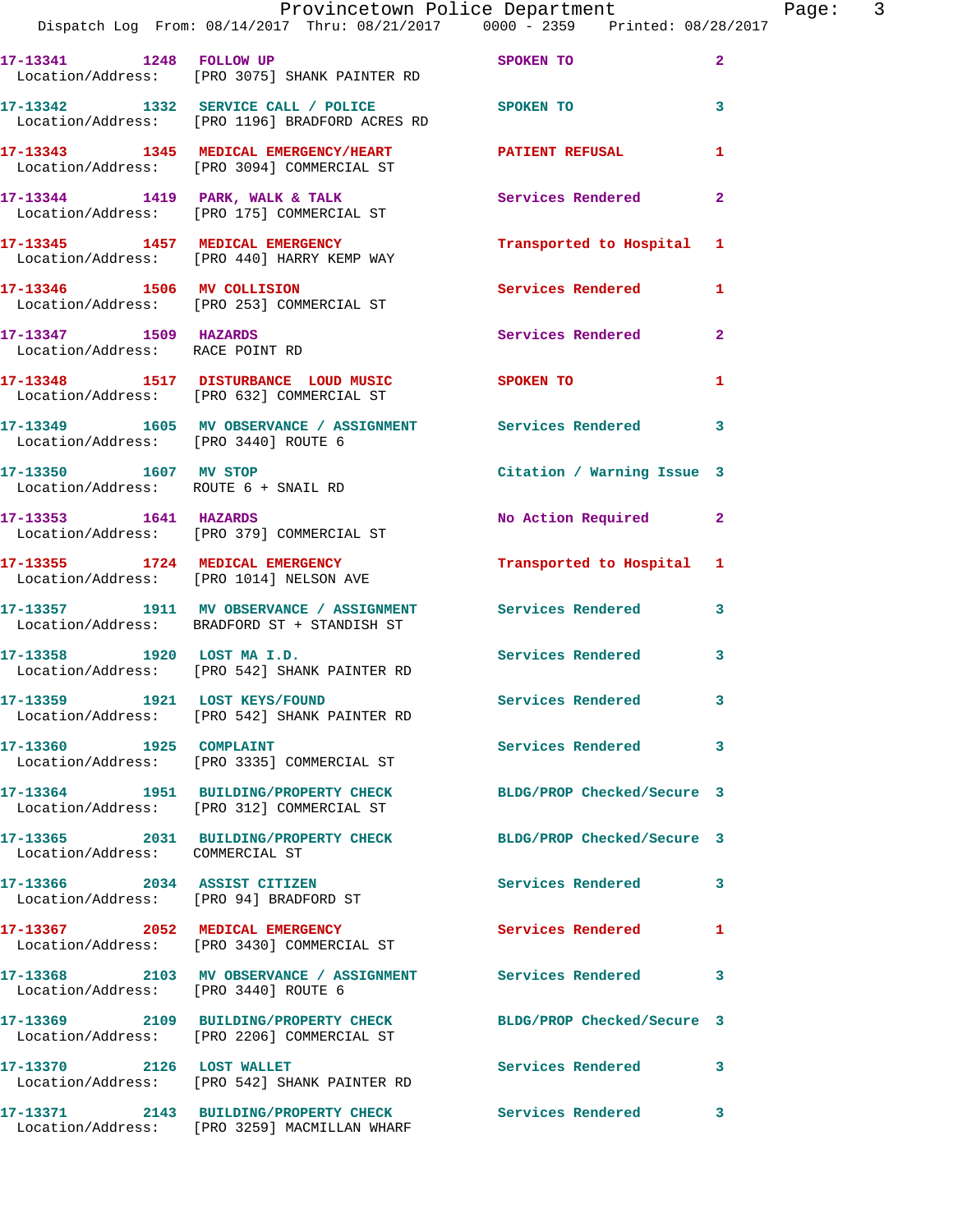17-13341 1248 FOLLOW UP SPOKEN TO 2
Location/Address: [PRO 3075] SHANK PAINTER RD

17-13342 1332 SERVICE CALL / POLICE SPOKEN TO 3
Location/Address: [PRO 1196] BRADFORD ACRES RD

17-13343 1345 MEDICAL EMERGENCY/HEART PATIENT REFUSAL 1
Location/Address: [PRO 3094] COMMERCIAL ST

17-13344 1419 PARK, WALK & TALK Services Rendered 2
Location/Address: [PRO 175] COMMERCIAL ST

17-13345 1457 MEDICAL EMERGENCY Transported to Hospital 1
Location/Address: [PRO 440] HARRY KEMP WAY

17-13346 1506 MV COLLISION Services Rendered 1
Location/Address: [PRO 253] COMMERCIAL ST

17-13347 1509 HAZARDS Services Rendered 2
Location/Address: RACE POINT RD

17-13348 1517 DISTURBANCE LOUD MUSIC SPOKEN TO 1
Location/Address: [PRO 632] COMMERCIAL ST

17-13349 1605 MV OBSERVANCE / ASSIGNMENT Services Rendered 3
Location/Address: [PRO 3440] ROUTE 6

17-13350 1607 MV STOP Citation / Warning Issue 3
Location/Address: ROUTE 6 + SNAIL RD

17-13353 1641 HAZARDS No Action Required 2
Location/Address: [PRO 379] COMMERCIAL ST

17-13355 1724 MEDICAL EMERGENCY Transported to Hospital 1
Location/Address: [PRO 1014] NELSON AVE

17-13357 1911 MV OBSERVANCE / ASSIGNMENT Services Rendered 3
Location/Address: BRADFORD ST + STANDISH ST

17-13358 1920 LOST MA I.D. Services Rendered 3
Location/Address: [PRO 542] SHANK PAINTER RD

17-13359 1921 LOST KEYS/FOUND Services Rendered 3
Location/Address: [PRO 542] SHANK PAINTER RD

17-13360 1925 COMPLAINT Services Rendered 3
Location/Address: [PRO 3335] COMMERCIAL ST

17-13364 1951 BUILDING/PROPERTY CHECK BLDG/PROP Checked/Secure 3
Location/Address: [PRO 312] COMMERCIAL ST

17-13365 2031 BUILDING/PROPERTY CHECK BLDG/PROP Checked/Secure 3
Location/Address: COMMERCIAL ST

17-13366 2034 ASSIST CITIZEN Services Rendered 3
Location/Address: [PRO 94] BRADFORD ST

17-13367 2052 MEDICAL EMERGENCY Services Rendered 1
Location/Address: [PRO 3430] COMMERCIAL ST

17-13368 2103 MV OBSERVANCE / ASSIGNMENT Services Rendered 3
Location/Address: [PRO 3440] ROUTE 6

17-13369 2109 BUILDING/PROPERTY CHECK BLDG/PROP Checked/Secure 3
Location/Address: [PRO 2206] COMMERCIAL ST

17-13370 2126 LOST WALLET Services Rendered 3
Location/Address: [PRO 542] SHANK PAINTER RD

17-13371 2143 BUILDING/PROPERTY CHECK Services Rendered 3
Location/Address: [PRO 3259] MACMILLAN WHARF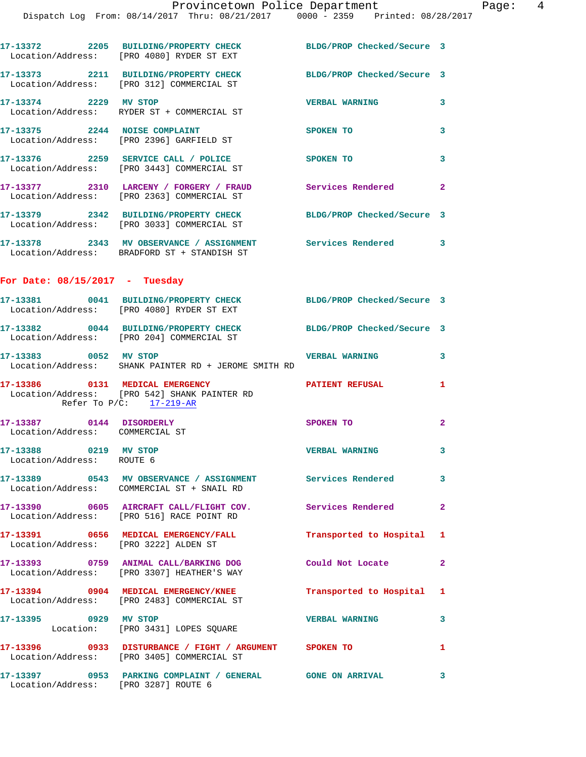17-13372 2205 BUILDING/PROPERTY CHECK BLDG/PROP Checked/Secure 3
Location/Address: [PRO 4080] RYDER ST EXT

17-13373 2211 BUILDING/PROPERTY CHECK BLDG/PROP Checked/Secure 3
Location/Address: [PRO 312] COMMERCIAL ST

17-13374 2229 MV STOP VERBAL WARNING 3
Location/Address: RYDER ST + COMMERCIAL ST

17-13375 2244 NOISE COMPLAINT SPOKEN TO 3
Location/Address: [PRO 2396] GARFIELD ST

17-13376 2259 SERVICE CALL / POLICE SPOKEN TO 3
Location/Address: [PRO 3443] COMMERCIAL ST

17-13377 2310 LARCENY / FORGERY / FRAUD Services Rendered 2
Location/Address: [PRO 2363] COMMERCIAL ST

17-13379 2342 BUILDING/PROPERTY CHECK BLDG/PROP Checked/Secure 3
Location/Address: [PRO 3033] COMMERCIAL ST

17-13378 2343 MV OBSERVANCE / ASSIGNMENT Services Rendered 3
Location/Address: BRADFORD ST + STANDISH ST

## For Date: 08/15/2017 - Tuesday

17-13381 0041 BUILDING/PROPERTY CHECK BLDG/PROP Checked/Secure 3
Location/Address: [PRO 4080] RYDER ST EXT

17-13382 0044 BUILDING/PROPERTY CHECK BLDG/PROP Checked/Secure 3
Location/Address: [PRO 204] COMMERCIAL ST

17-13383 0052 MV STOP VERBAL WARNING 3
Location/Address: SHANK PAINTER RD + JEROME SMITH RD

17-13386 0131 MEDICAL EMERGENCY PATIENT REFUSAL 1
Location/Address: [PRO 542] SHANK PAINTER RD
Refer To P/C: 17-219-AR

17-13387 0144 DISORDERLY SPOKEN TO 2
Location/Address: COMMERCIAL ST

17-13388 0219 MV STOP VERBAL WARNING 3
Location/Address: ROUTE 6

17-13389 0543 MV OBSERVANCE / ASSIGNMENT Services Rendered 3
Location/Address: COMMERCIAL ST + SNAIL RD

17-13390 0605 AIRCRAFT CALL/FLIGHT COV. Services Rendered 2
Location/Address: [PRO 516] RACE POINT RD

17-13391 0656 MEDICAL EMERGENCY/FALL Transported to Hospital 1
Location/Address: [PRO 3222] ALDEN ST

17-13393 0759 ANIMAL CALL/BARKING DOG Could Not Locate 2
Location/Address: [PRO 3307] HEATHER'S WAY

17-13394 0904 MEDICAL EMERGENCY/KNEE Transported to Hospital 1
Location/Address: [PRO 2483] COMMERCIAL ST

17-13395 0929 MV STOP VERBAL WARNING 3
Location: [PRO 3431] LOPES SQUARE

17-13396 0933 DISTURBANCE / FIGHT / ARGUMENT SPOKEN TO 1
Location/Address: [PRO 3405] COMMERCIAL ST

17-13397 0953 PARKING COMPLAINT / GENERAL GONE ON ARRIVAL 3
Location/Address: [PRO 3287] ROUTE 6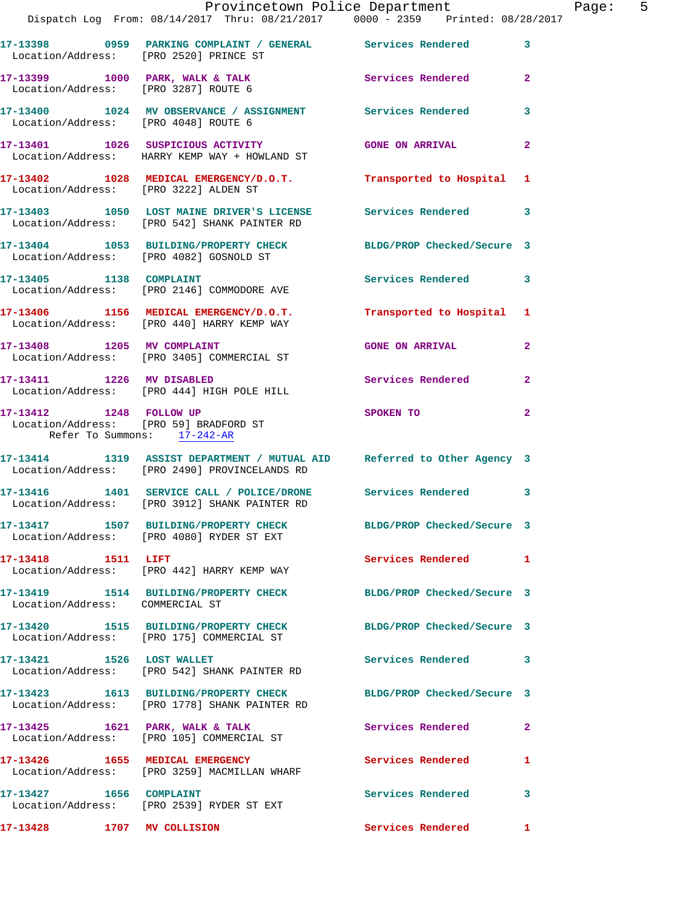17-13398 0959 PARKING COMPLAINT / GENERAL Services Rendered 3
Location/Address: [PRO 2520] PRINCE ST

17-13399 1000 PARK, WALK & TALK Services Rendered 2
Location/Address: [PRO 3287] ROUTE 6

17-13400 1024 MV OBSERVANCE / ASSIGNMENT Services Rendered 3
Location/Address: [PRO 4048] ROUTE 6

17-13401 1026 SUSPICIOUS ACTIVITY GONE ON ARRIVAL 2
Location/Address: HARRY KEMP WAY + HOWLAND ST

17-13402 1028 MEDICAL EMERGENCY/D.O.T. Transported to Hospital 1
Location/Address: [PRO 3222] ALDEN ST

17-13403 1050 LOST MAINE DRIVER'S LICENSE Services Rendered 3
Location/Address: [PRO 542] SHANK PAINTER RD

17-13404 1053 BUILDING/PROPERTY CHECK BLDG/PROP Checked/Secure 3
Location/Address: [PRO 4082] GOSNOLD ST

17-13405 1138 COMPLAINT Services Rendered 3
Location/Address: [PRO 2146] COMMODORE AVE

17-13406 1156 MEDICAL EMERGENCY/D.O.T. Transported to Hospital 1
Location/Address: [PRO 440] HARRY KEMP WAY

17-13408 1205 MV COMPLAINT GONE ON ARRIVAL 2
Location/Address: [PRO 3405] COMMERCIAL ST

17-13411 1226 MV DISABLED Services Rendered 2
Location/Address: [PRO 444] HIGH POLE HILL

17-13412 1248 FOLLOW UP SPOKEN TO 2
Location/Address: [PRO 59] BRADFORD ST
Refer To Summons: 17-242-AR

17-13414 1319 ASSIST DEPARTMENT / MUTUAL AID Referred to Other Agency 3
Location/Address: [PRO 2490] PROVINCELANDS RD

17-13416 1401 SERVICE CALL / POLICE/DRONE Services Rendered 3
Location/Address: [PRO 3912] SHANK PAINTER RD

17-13417 1507 BUILDING/PROPERTY CHECK BLDG/PROP Checked/Secure 3
Location/Address: [PRO 4080] RYDER ST EXT

17-13418 1511 LIFT Services Rendered 1
Location/Address: [PRO 442] HARRY KEMP WAY

17-13419 1514 BUILDING/PROPERTY CHECK BLDG/PROP Checked/Secure 3
Location/Address: COMMERCIAL ST

17-13420 1515 BUILDING/PROPERTY CHECK BLDG/PROP Checked/Secure 3
Location/Address: [PRO 175] COMMERCIAL ST

17-13421 1526 LOST WALLET Services Rendered 3
Location/Address: [PRO 542] SHANK PAINTER RD

17-13423 1613 BUILDING/PROPERTY CHECK BLDG/PROP Checked/Secure 3
Location/Address: [PRO 1778] SHANK PAINTER RD

17-13425 1621 PARK, WALK & TALK Services Rendered 2
Location/Address: [PRO 105] COMMERCIAL ST

17-13426 1655 MEDICAL EMERGENCY Services Rendered 1
Location/Address: [PRO 3259] MACMILLAN WHARF

17-13427 1656 COMPLAINT Services Rendered 3
Location/Address: [PRO 2539] RYDER ST EXT

17-13428 1707 MV COLLISION Services Rendered 1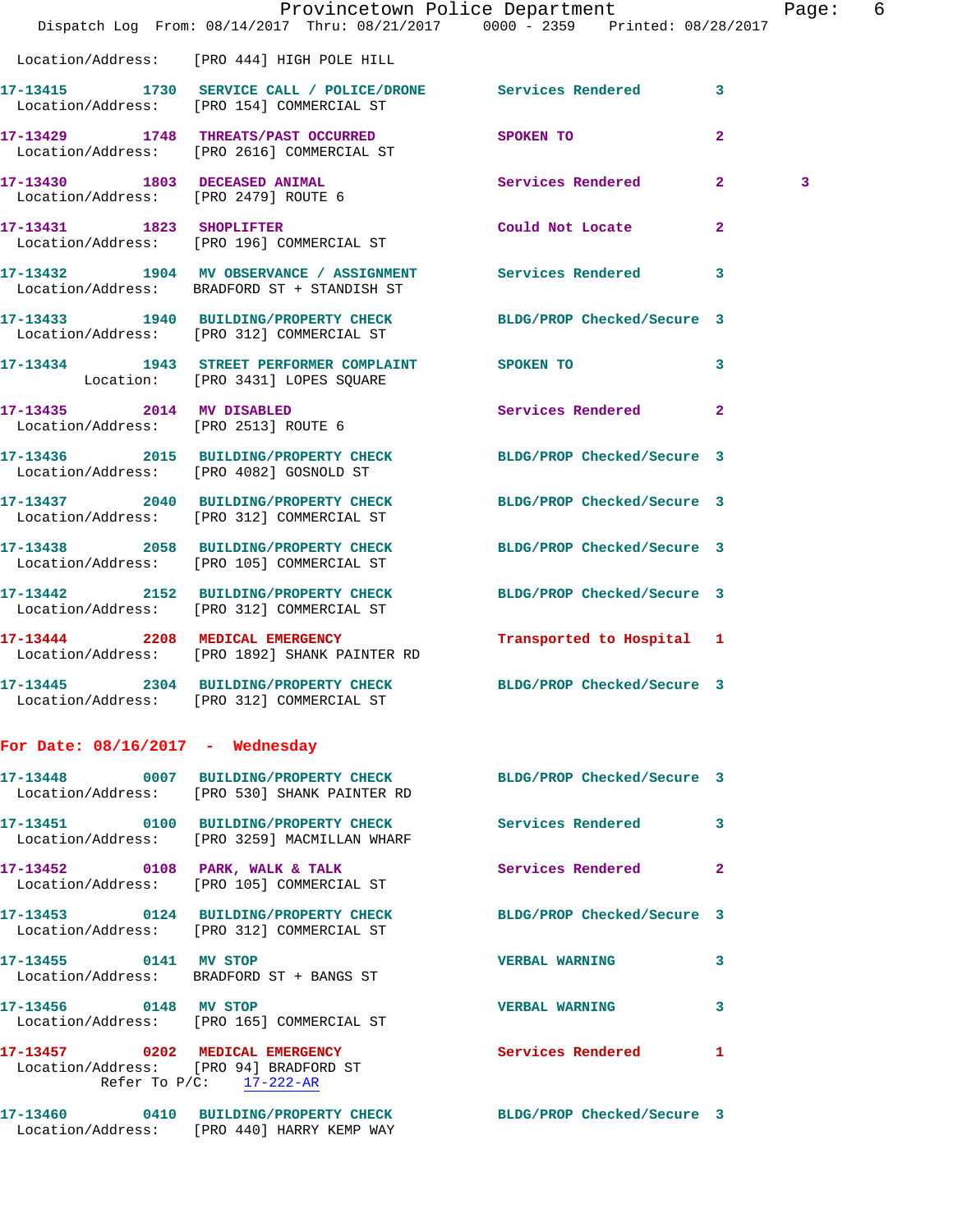Location/Address: [PRO 444] HIGH POLE HILL

**17-13415** 1730 **SERVICE CALL / POLICE/DRONE** Services Rendered 3
Location/Address: [PRO 154] COMMERCIAL ST

**17-13429** 1748 **THREATS/PAST OCCURRED** SPOKEN TO 2
Location/Address: [PRO 2616] COMMERCIAL ST

**17-13430** 1803 **DECEASED ANIMAL** Services Rendered 2 3
Location/Address: [PRO 2479] ROUTE 6

**17-13431** 1823 **SHOPLIFTER** Could Not Locate 2
Location/Address: [PRO 196] COMMERCIAL ST

**17-13432** 1904 **MV OBSERVANCE / ASSIGNMENT** Services Rendered 3
Location/Address: BRADFORD ST + STANDISH ST

**17-13433** 1940 **BUILDING/PROPERTY CHECK** BLDG/PROP Checked/Secure 3
Location/Address: [PRO 312] COMMERCIAL ST

**17-13434** 1943 **STREET PERFORMER COMPLAINT** SPOKEN TO 3
Location: [PRO 3431] LOPES SQUARE

**17-13435** 2014 **MV DISABLED** Services Rendered 2
Location/Address: [PRO 2513] ROUTE 6

**17-13436** 2015 **BUILDING/PROPERTY CHECK** BLDG/PROP Checked/Secure 3
Location/Address: [PRO 4082] GOSNOLD ST

**17-13437** 2040 **BUILDING/PROPERTY CHECK** BLDG/PROP Checked/Secure 3
Location/Address: [PRO 312] COMMERCIAL ST

**17-13438** 2058 **BUILDING/PROPERTY CHECK** BLDG/PROP Checked/Secure 3
Location/Address: [PRO 105] COMMERCIAL ST

**17-13442** 2152 **BUILDING/PROPERTY CHECK** BLDG/PROP Checked/Secure 3
Location/Address: [PRO 312] COMMERCIAL ST

**17-13444** 2208 **MEDICAL EMERGENCY** Transported to Hospital 1
Location/Address: [PRO 1892] SHANK PAINTER RD

**17-13445** 2304 **BUILDING/PROPERTY CHECK** BLDG/PROP Checked/Secure 3
Location/Address: [PRO 312] COMMERCIAL ST

## For Date: 08/16/2017 - Wednesday

**17-13448** 0007 **BUILDING/PROPERTY CHECK** BLDG/PROP Checked/Secure 3
Location/Address: [PRO 530] SHANK PAINTER RD

**17-13451** 0100 **BUILDING/PROPERTY CHECK** Services Rendered 3
Location/Address: [PRO 3259] MACMILLAN WHARF

**17-13452** 0108 **PARK, WALK & TALK** Services Rendered 2
Location/Address: [PRO 105] COMMERCIAL ST

**17-13453** 0124 **BUILDING/PROPERTY CHECK** BLDG/PROP Checked/Secure 3
Location/Address: [PRO 312] COMMERCIAL ST

**17-13455** 0141 **MV STOP** VERBAL WARNING 3
Location/Address: BRADFORD ST + BANGS ST

**17-13456** 0148 **MV STOP** VERBAL WARNING 3
Location/Address: [PRO 165] COMMERCIAL ST

**17-13457** 0202 **MEDICAL EMERGENCY** Services Rendered 1
Location/Address: [PRO 94] BRADFORD ST
Refer To P/C: 17-222-AR

**17-13460** 0410 **BUILDING/PROPERTY CHECK** BLDG/PROP Checked/Secure 3
Location/Address: [PRO 440] HARRY KEMP WAY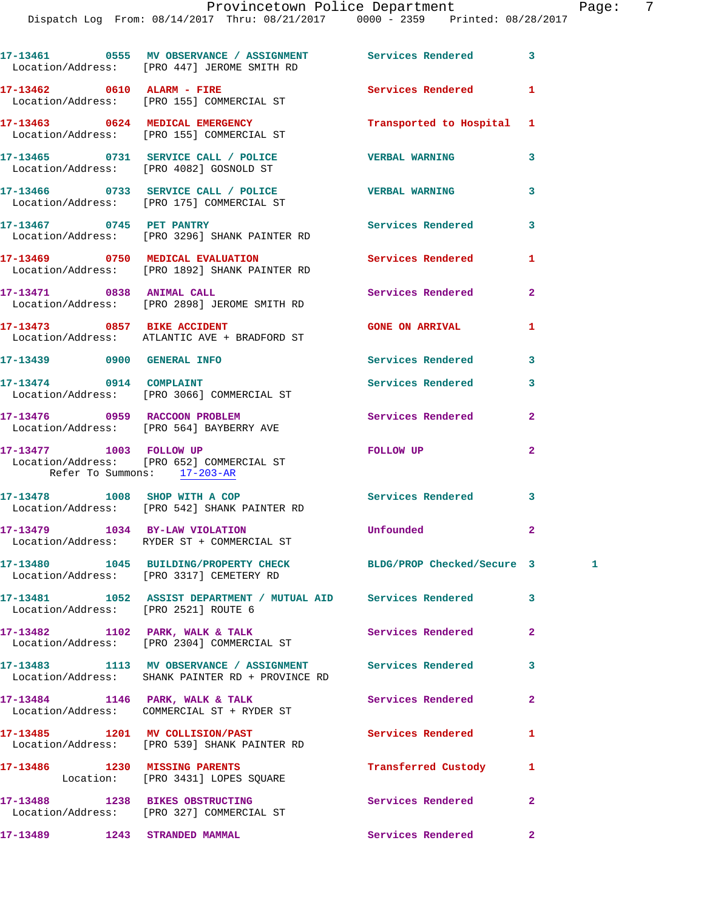17-13461 0555 MV OBSERVANCE / ASSIGNMENT Services Rendered 3
Location/Address: [PRO 447] JEROME SMITH RD

17-13462 0610 ALARM - FIRE Services Rendered 1
Location/Address: [PRO 155] COMMERCIAL ST

17-13463 0624 MEDICAL EMERGENCY Transported to Hospital 1
Location/Address: [PRO 155] COMMERCIAL ST

17-13465 0731 SERVICE CALL / POLICE VERBAL WARNING 3
Location/Address: [PRO 4082] GOSNOLD ST

17-13466 0733 SERVICE CALL / POLICE VERBAL WARNING 3
Location/Address: [PRO 175] COMMERCIAL ST

17-13467 0745 PET PANTRY Services Rendered 3
Location/Address: [PRO 3296] SHANK PAINTER RD

17-13469 0750 MEDICAL EVALUATION Services Rendered 1
Location/Address: [PRO 1892] SHANK PAINTER RD

17-13471 0838 ANIMAL CALL Services Rendered 2
Location/Address: [PRO 2898] JEROME SMITH RD

17-13473 0857 BIKE ACCIDENT GONE ON ARRIVAL 1
Location/Address: ATLANTIC AVE + BRADFORD ST

17-13439 0900 GENERAL INFO Services Rendered 3

17-13474 0914 COMPLAINT Services Rendered 3
Location/Address: [PRO 3066] COMMERCIAL ST

17-13476 0959 RACCOON PROBLEM Services Rendered 2
Location/Address: [PRO 564] BAYBERRY AVE

17-13477 1003 FOLLOW UP FOLLOW UP 2
Location/Address: [PRO 652] COMMERCIAL ST
Refer To Summons: 17-203-AR

17-13478 1008 SHOP WITH A COP Services Rendered 3
Location/Address: [PRO 542] SHANK PAINTER RD

17-13479 1034 BY-LAW VIOLATION Unfounded 2
Location/Address: RYDER ST + COMMERCIAL ST

17-13480 1045 BUILDING/PROPERTY CHECK BLDG/PROP Checked/Secure 3 1
Location/Address: [PRO 3317] CEMETERY RD

17-13481 1052 ASSIST DEPARTMENT / MUTUAL AID Services Rendered 3
Location/Address: [PRO 2521] ROUTE 6

17-13482 1102 PARK, WALK & TALK Services Rendered 2
Location/Address: [PRO 2304] COMMERCIAL ST

17-13483 1113 MV OBSERVANCE / ASSIGNMENT Services Rendered 3
Location/Address: SHANK PAINTER RD + PROVINCE RD

17-13484 1146 PARK, WALK & TALK Services Rendered 2
Location/Address: COMMERCIAL ST + RYDER ST

17-13485 1201 MV COLLISION/PAST Services Rendered 1
Location/Address: [PRO 539] SHANK PAINTER RD

17-13486 1230 MISSING PARENTS Transferred Custody 1
Location: [PRO 3431] LOPES SQUARE

17-13488 1238 BIKES OBSTRUCTING Services Rendered 2
Location/Address: [PRO 327] COMMERCIAL ST

17-13489 1243 STRANDED MAMMAL Services Rendered 2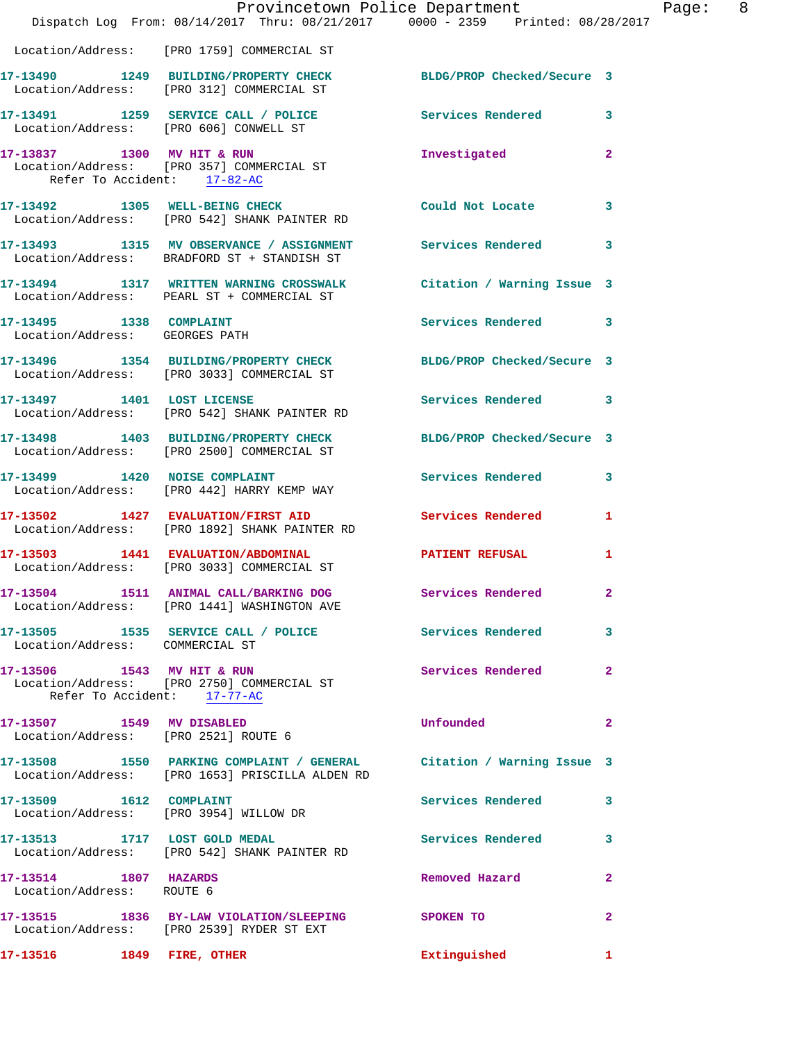Location/Address: [PRO 1759] COMMERCIAL ST

**17-13490** 1249 **BUILDING/PROPERTY CHECK** BLDG/PROP Checked/Secure 3
Location/Address: [PRO 312] COMMERCIAL ST

**17-13491** 1259 **SERVICE CALL / POLICE** Services Rendered 3
Location/Address: [PRO 606] CONWELL ST

**17-13837** 1300 **MV HIT & RUN** Investigated 2
Location/Address: [PRO 357] COMMERCIAL ST
Refer To Accident: 17-82-AC

**17-13492** 1305 **WELL-BEING CHECK** Could Not Locate 3
Location/Address: [PRO 542] SHANK PAINTER RD

**17-13493** 1315 **MV OBSERVANCE / ASSIGNMENT** Services Rendered 3
Location/Address: BRADFORD ST + STANDISH ST

**17-13494** 1317 **WRITTEN WARNING CROSSWALK** Citation / Warning Issue 3
Location/Address: PEARL ST + COMMERCIAL ST

**17-13495** 1338 **COMPLAINT** Services Rendered 3
Location/Address: GEORGES PATH

**17-13496** 1354 **BUILDING/PROPERTY CHECK** BLDG/PROP Checked/Secure 3
Location/Address: [PRO 3033] COMMERCIAL ST

**17-13497** 1401 **LOST LICENSE** Services Rendered 3
Location/Address: [PRO 542] SHANK PAINTER RD

**17-13498** 1403 **BUILDING/PROPERTY CHECK** BLDG/PROP Checked/Secure 3
Location/Address: [PRO 2500] COMMERCIAL ST

**17-13499** 1420 **NOISE COMPLAINT** Services Rendered 3
Location/Address: [PRO 442] HARRY KEMP WAY

**17-13502** 1427 **EVALUATION/FIRST AID** Services Rendered 1
Location/Address: [PRO 1892] SHANK PAINTER RD

**17-13503** 1441 **EVALUATION/ABDOMINAL** PATIENT REFUSAL 1
Location/Address: [PRO 3033] COMMERCIAL ST

**17-13504** 1511 **ANIMAL CALL/BARKING DOG** Services Rendered 2
Location/Address: [PRO 1441] WASHINGTON AVE

**17-13505** 1535 **SERVICE CALL / POLICE** Services Rendered 3
Location/Address: COMMERCIAL ST

**17-13506** 1543 **MV HIT & RUN** Services Rendered 2
Location/Address: [PRO 2750] COMMERCIAL ST
Refer To Accident: 17-77-AC

**17-13507** 1549 **MV DISABLED** Unfounded 2
Location/Address: [PRO 2521] ROUTE 6

**17-13508** 1550 **PARKING COMPLAINT / GENERAL** Citation / Warning Issue 3
Location/Address: [PRO 1653] PRISCILLA ALDEN RD

**17-13509** 1612 **COMPLAINT** Services Rendered 3
Location/Address: [PRO 3954] WILLOW DR

**17-13513** 1717 **LOST GOLD MEDAL** Services Rendered 3
Location/Address: [PRO 542] SHANK PAINTER RD

**17-13514** 1807 **HAZARDS** Removed Hazard 2
Location/Address: ROUTE 6

**17-13515** 1836 **BY-LAW VIOLATION/SLEEPING** SPOKEN TO 2
Location/Address: [PRO 2539] RYDER ST EXT

**17-13516** 1849 **FIRE, OTHER** Extinguished 1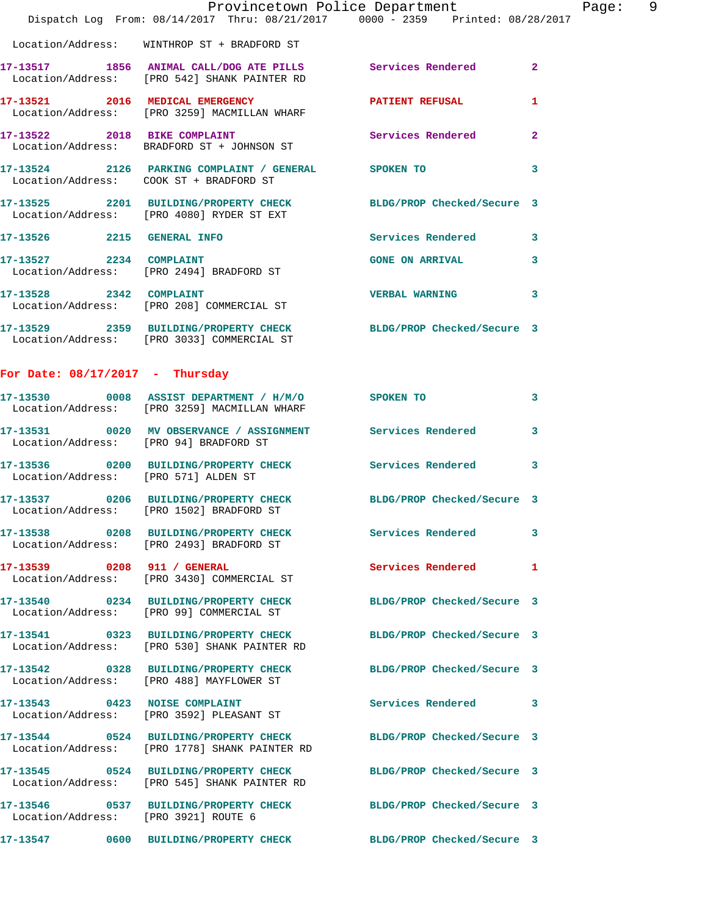Location/Address: WINTHROP ST + BRADFORD ST

**17-13517** 1856 **ANIMAL CALL/DOG ATE PILLS** Services Rendered 2
Location/Address: [PRO 542] SHANK PAINTER RD

**17-13521** 2016 **MEDICAL EMERGENCY** PATIENT REFUSAL 1
Location/Address: [PRO 3259] MACMILLAN WHARF

**17-13522** 2018 **BIKE COMPLAINT** Services Rendered 2
Location/Address: BRADFORD ST + JOHNSON ST

**17-13524** 2126 **PARKING COMPLAINT / GENERAL** SPOKEN TO 3
Location/Address: COOK ST + BRADFORD ST

**17-13525** 2201 **BUILDING/PROPERTY CHECK** BLDG/PROP Checked/Secure 3
Location/Address: [PRO 4080] RYDER ST EXT

**17-13526** 2215 **GENERAL INFO** Services Rendered 3

**17-13527** 2234 **COMPLAINT** GONE ON ARRIVAL 3
Location/Address: [PRO 2494] BRADFORD ST

**17-13528** 2342 **COMPLAINT** VERBAL WARNING 3
Location/Address: [PRO 208] COMMERCIAL ST

**17-13529** 2359 **BUILDING/PROPERTY CHECK** BLDG/PROP Checked/Secure 3
Location/Address: [PRO 3033] COMMERCIAL ST

## For Date: 08/17/2017 - Thursday

**17-13530** 0008 **ASSIST DEPARTMENT / H/M/O** SPOKEN TO 3
Location/Address: [PRO 3259] MACMILLAN WHARF

**17-13531** 0020 **MV OBSERVANCE / ASSIGNMENT** Services Rendered 3
Location/Address: [PRO 94] BRADFORD ST

**17-13536** 0200 **BUILDING/PROPERTY CHECK** Services Rendered 3
Location/Address: [PRO 571] ALDEN ST

**17-13537** 0206 **BUILDING/PROPERTY CHECK** BLDG/PROP Checked/Secure 3
Location/Address: [PRO 1502] BRADFORD ST

**17-13538** 0208 **BUILDING/PROPERTY CHECK** Services Rendered 3
Location/Address: [PRO 2493] BRADFORD ST

**17-13539** 0208 **911 / GENERAL** Services Rendered 1
Location/Address: [PRO 3430] COMMERCIAL ST

**17-13540** 0234 **BUILDING/PROPERTY CHECK** BLDG/PROP Checked/Secure 3
Location/Address: [PRO 99] COMMERCIAL ST

**17-13541** 0323 **BUILDING/PROPERTY CHECK** BLDG/PROP Checked/Secure 3
Location/Address: [PRO 530] SHANK PAINTER RD

**17-13542** 0328 **BUILDING/PROPERTY CHECK** BLDG/PROP Checked/Secure 3
Location/Address: [PRO 488] MAYFLOWER ST

**17-13543** 0423 **NOISE COMPLAINT** Services Rendered 3
Location/Address: [PRO 3592] PLEASANT ST

**17-13544** 0524 **BUILDING/PROPERTY CHECK** BLDG/PROP Checked/Secure 3
Location/Address: [PRO 1778] SHANK PAINTER RD

**17-13545** 0524 **BUILDING/PROPERTY CHECK** BLDG/PROP Checked/Secure 3
Location/Address: [PRO 545] SHANK PAINTER RD

**17-13546** 0537 **BUILDING/PROPERTY CHECK** BLDG/PROP Checked/Secure 3
Location/Address: [PRO 3921] ROUTE 6

**17-13547** 0600 **BUILDING/PROPERTY CHECK** BLDG/PROP Checked/Secure 3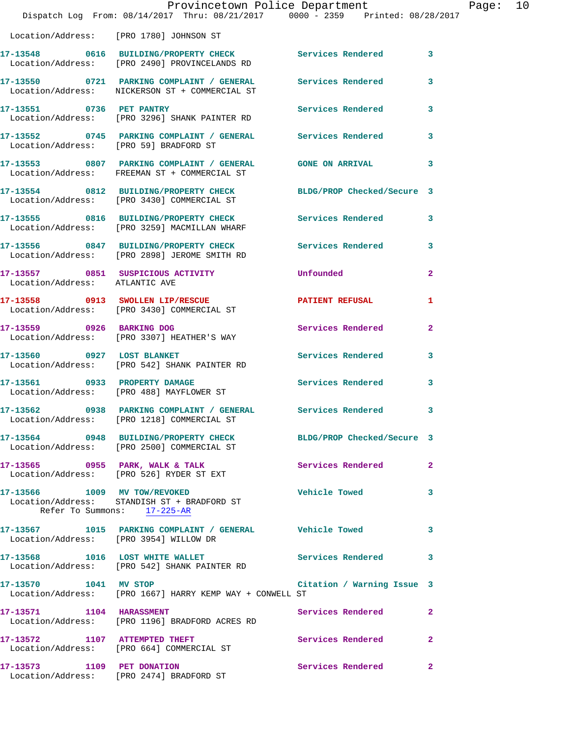Location/Address: [PRO 1780] JOHNSON ST

**17-13548** 0616 **BUILDING/PROPERTY CHECK** Services Rendered 3
Location/Address: [PRO 2490] PROVINCELANDS RD

**17-13550** 0721 **PARKING COMPLAINT / GENERAL** Services Rendered 3
Location/Address: NICKERSON ST + COMMERCIAL ST

**17-13551** 0736 **PET PANTRY** Services Rendered 3
Location/Address: [PRO 3296] SHANK PAINTER RD

**17-13552** 0745 **PARKING COMPLAINT / GENERAL** Services Rendered 3
Location/Address: [PRO 59] BRADFORD ST

**17-13553** 0807 **PARKING COMPLAINT / GENERAL** GONE ON ARRIVAL 3
Location/Address: FREEMAN ST + COMMERCIAL ST

**17-13554** 0812 **BUILDING/PROPERTY CHECK** BLDG/PROP Checked/Secure 3
Location/Address: [PRO 3430] COMMERCIAL ST

**17-13555** 0816 **BUILDING/PROPERTY CHECK** Services Rendered 3
Location/Address: [PRO 3259] MACMILLAN WHARF

**17-13556** 0847 **BUILDING/PROPERTY CHECK** Services Rendered 3
Location/Address: [PRO 2898] JEROME SMITH RD

**17-13557** 0851 **SUSPICIOUS ACTIVITY** Unfounded 2
Location/Address: ATLANTIC AVE

**17-13558** 0913 **SWOLLEN LIP/RESCUE** PATIENT REFUSAL 1
Location/Address: [PRO 3430] COMMERCIAL ST

**17-13559** 0926 **BARKING DOG** Services Rendered 2
Location/Address: [PRO 3307] HEATHER'S WAY

**17-13560** 0927 **LOST BLANKET** Services Rendered 3
Location/Address: [PRO 542] SHANK PAINTER RD

**17-13561** 0933 **PROPERTY DAMAGE** Services Rendered 3
Location/Address: [PRO 488] MAYFLOWER ST

**17-13562** 0938 **PARKING COMPLAINT / GENERAL** Services Rendered 3
Location/Address: [PRO 1218] COMMERCIAL ST

**17-13564** 0948 **BUILDING/PROPERTY CHECK** BLDG/PROP Checked/Secure 3
Location/Address: [PRO 2500] COMMERCIAL ST

**17-13565** 0955 **PARK, WALK & TALK** Services Rendered 2
Location/Address: [PRO 526] RYDER ST EXT

**17-13566** 1009 **MV TOW/REVOKED** Vehicle Towed 3
Location/Address: STANDISH ST + BRADFORD ST
Refer To Summons: 17-225-AR

**17-13567** 1015 **PARKING COMPLAINT / GENERAL** Vehicle Towed 3
Location/Address: [PRO 3954] WILLOW DR

**17-13568** 1016 **LOST WHITE WALLET** Services Rendered 3
Location/Address: [PRO 542] SHANK PAINTER RD

**17-13570** 1041 **MV STOP** Citation / Warning Issue 3
Location/Address: [PRO 1667] HARRY KEMP WAY + CONWELL ST

**17-13571** 1104 **HARASSMENT** Services Rendered 2
Location/Address: [PRO 1196] BRADFORD ACRES RD

**17-13572** 1107 **ATTEMPTED THEFT** Services Rendered 2
Location/Address: [PRO 664] COMMERCIAL ST

**17-13573** 1109 **PET DONATION** Services Rendered 2
Location/Address: [PRO 2474] BRADFORD ST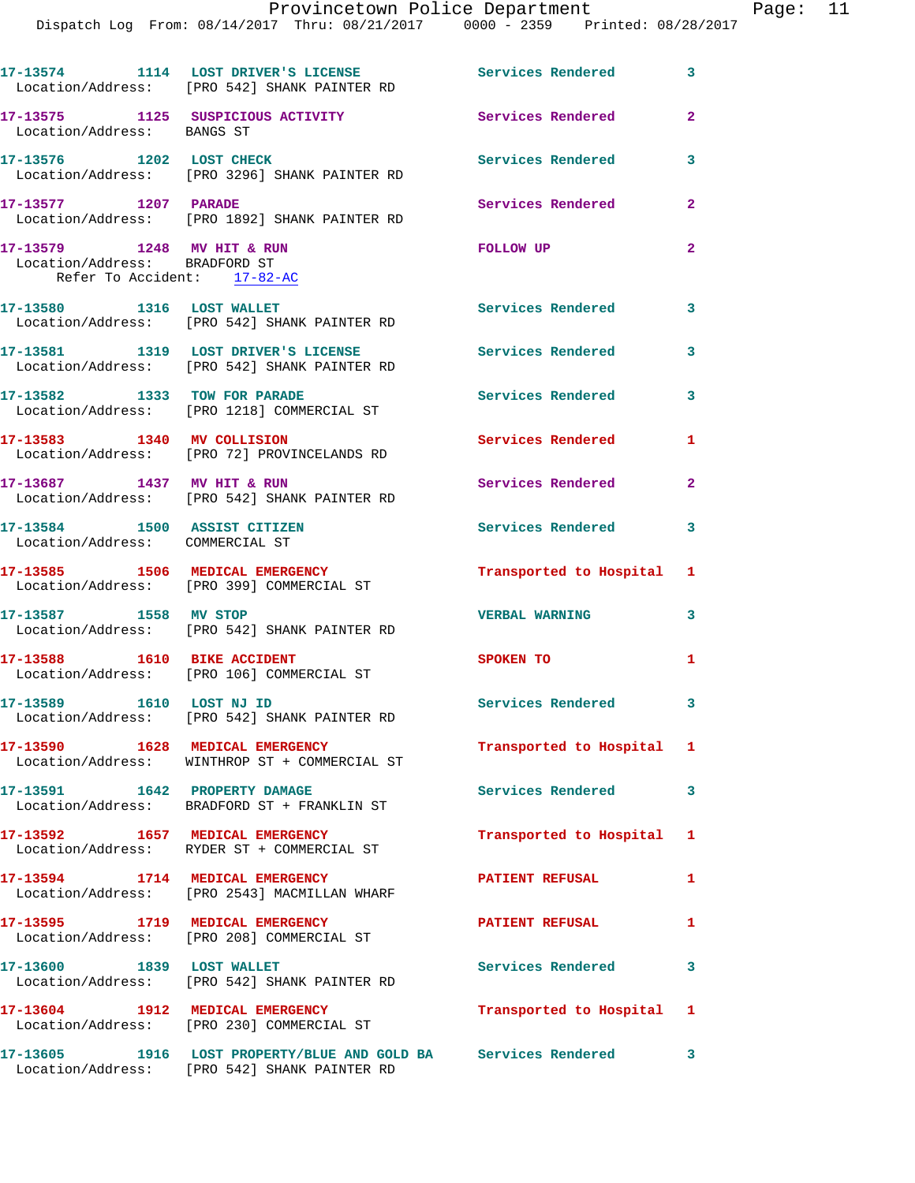17-13574 1114 LOST DRIVER'S LICENSE Services Rendered 3
Location/Address: [PRO 542] SHANK PAINTER RD

17-13575 1125 SUSPICIOUS ACTIVITY Services Rendered 2
Location/Address: BANGS ST

17-13576 1202 LOST CHECK Services Rendered 3
Location/Address: [PRO 3296] SHANK PAINTER RD

17-13577 1207 PARADE Services Rendered 2
Location/Address: [PRO 1892] SHANK PAINTER RD

17-13579 1248 MV HIT & RUN FOLLOW UP 2
Location/Address: BRADFORD ST
Refer To Accident: 17-82-AC

17-13580 1316 LOST WALLET Services Rendered 3
Location/Address: [PRO 542] SHANK PAINTER RD

17-13581 1319 LOST DRIVER'S LICENSE Services Rendered 3
Location/Address: [PRO 542] SHANK PAINTER RD

17-13582 1333 TOW FOR PARADE Services Rendered 3
Location/Address: [PRO 1218] COMMERCIAL ST

17-13583 1340 MV COLLISION Services Rendered 1
Location/Address: [PRO 72] PROVINCELANDS RD

17-13687 1437 MV HIT & RUN Services Rendered 2
Location/Address: [PRO 542] SHANK PAINTER RD

17-13584 1500 ASSIST CITIZEN Services Rendered 3
Location/Address: COMMERCIAL ST

17-13585 1506 MEDICAL EMERGENCY Transported to Hospital 1
Location/Address: [PRO 399] COMMERCIAL ST

17-13587 1558 MV STOP VERBAL WARNING 3
Location/Address: [PRO 542] SHANK PAINTER RD

17-13588 1610 BIKE ACCIDENT SPOKEN TO 1
Location/Address: [PRO 106] COMMERCIAL ST

17-13589 1610 LOST NJ ID Services Rendered 3
Location/Address: [PRO 542] SHANK PAINTER RD

17-13590 1628 MEDICAL EMERGENCY Transported to Hospital 1
Location/Address: WINTHROP ST + COMMERCIAL ST

17-13591 1642 PROPERTY DAMAGE Services Rendered 3
Location/Address: BRADFORD ST + FRANKLIN ST

17-13592 1657 MEDICAL EMERGENCY Transported to Hospital 1
Location/Address: RYDER ST + COMMERCIAL ST

17-13594 1714 MEDICAL EMERGENCY PATIENT REFUSAL 1
Location/Address: [PRO 2543] MACMILLAN WHARF

17-13595 1719 MEDICAL EMERGENCY PATIENT REFUSAL 1
Location/Address: [PRO 208] COMMERCIAL ST

17-13600 1839 LOST WALLET Services Rendered 3
Location/Address: [PRO 542] SHANK PAINTER RD

17-13604 1912 MEDICAL EMERGENCY Transported to Hospital 1
Location/Address: [PRO 230] COMMERCIAL ST

17-13605 1916 LOST PROPERTY/BLUE AND GOLD BA Services Rendered 3
Location/Address: [PRO 542] SHANK PAINTER RD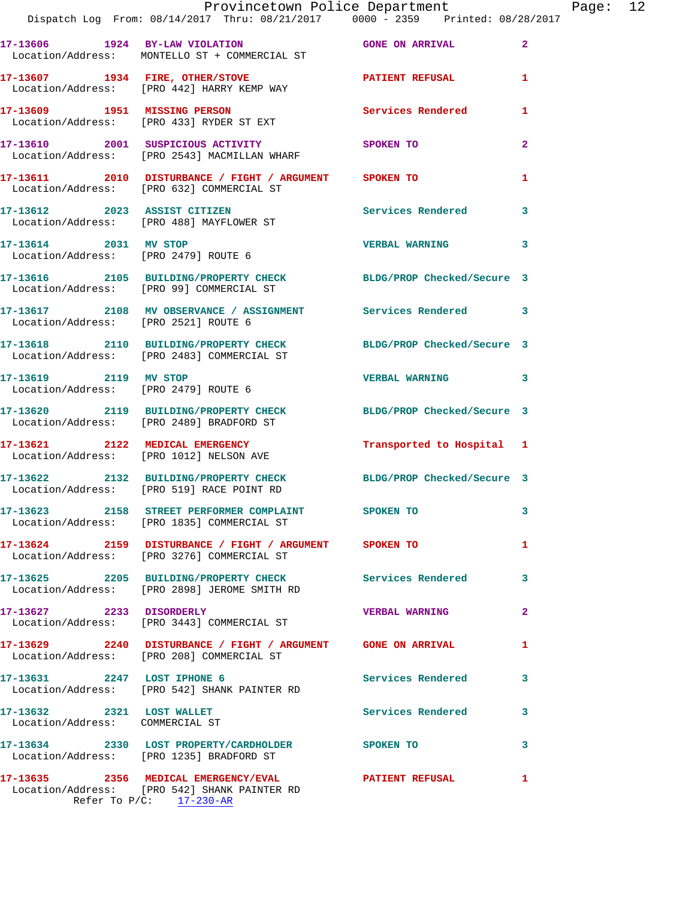17-13606 1924 BY-LAW VIOLATION GONE ON ARRIVAL 2
Location/Address: MONTELLO ST + COMMERCIAL ST

17-13607 1934 FIRE, OTHER/STOVE PATIENT REFUSAL 1
Location/Address: [PRO 442] HARRY KEMP WAY

17-13609 1951 MISSING PERSON Services Rendered 1
Location/Address: [PRO 433] RYDER ST EXT

17-13610 2001 SUSPICIOUS ACTIVITY SPOKEN TO 2
Location/Address: [PRO 2543] MACMILLAN WHARF

17-13611 2010 DISTURBANCE / FIGHT / ARGUMENT SPOKEN TO 1
Location/Address: [PRO 632] COMMERCIAL ST

17-13612 2023 ASSIST CITIZEN Services Rendered 3
Location/Address: [PRO 488] MAYFLOWER ST

17-13614 2031 MV STOP VERBAL WARNING 3
Location/Address: [PRO 2479] ROUTE 6

17-13616 2105 BUILDING/PROPERTY CHECK BLDG/PROP Checked/Secure 3
Location/Address: [PRO 99] COMMERCIAL ST

17-13617 2108 MV OBSERVANCE / ASSIGNMENT Services Rendered 3
Location/Address: [PRO 2521] ROUTE 6

17-13618 2110 BUILDING/PROPERTY CHECK BLDG/PROP Checked/Secure 3
Location/Address: [PRO 2483] COMMERCIAL ST

17-13619 2119 MV STOP VERBAL WARNING 3
Location/Address: [PRO 2479] ROUTE 6

17-13620 2119 BUILDING/PROPERTY CHECK BLDG/PROP Checked/Secure 3
Location/Address: [PRO 2489] BRADFORD ST

17-13621 2122 MEDICAL EMERGENCY Transported to Hospital 1
Location/Address: [PRO 1012] NELSON AVE

17-13622 2132 BUILDING/PROPERTY CHECK BLDG/PROP Checked/Secure 3
Location/Address: [PRO 519] RACE POINT RD

17-13623 2158 STREET PERFORMER COMPLAINT SPOKEN TO 3
Location/Address: [PRO 1835] COMMERCIAL ST

17-13624 2159 DISTURBANCE / FIGHT / ARGUMENT SPOKEN TO 1
Location/Address: [PRO 3276] COMMERCIAL ST

17-13625 2205 BUILDING/PROPERTY CHECK Services Rendered 3
Location/Address: [PRO 2898] JEROME SMITH RD

17-13627 2233 DISORDERLY VERBAL WARNING 2
Location/Address: [PRO 3443] COMMERCIAL ST

17-13629 2240 DISTURBANCE / FIGHT / ARGUMENT GONE ON ARRIVAL 1
Location/Address: [PRO 208] COMMERCIAL ST

17-13631 2247 LOST IPHONE 6 Services Rendered 3
Location/Address: [PRO 542] SHANK PAINTER RD

17-13632 2321 LOST WALLET Services Rendered 3
Location/Address: COMMERCIAL ST

17-13634 2330 LOST PROPERTY/CARDHOLDER SPOKEN TO 3
Location/Address: [PRO 1235] BRADFORD ST

17-13635 2356 MEDICAL EMERGENCY/EVAL PATIENT REFUSAL 1
Location/Address: [PRO 542] SHANK PAINTER RD
Refer To P/C: 17-230-AR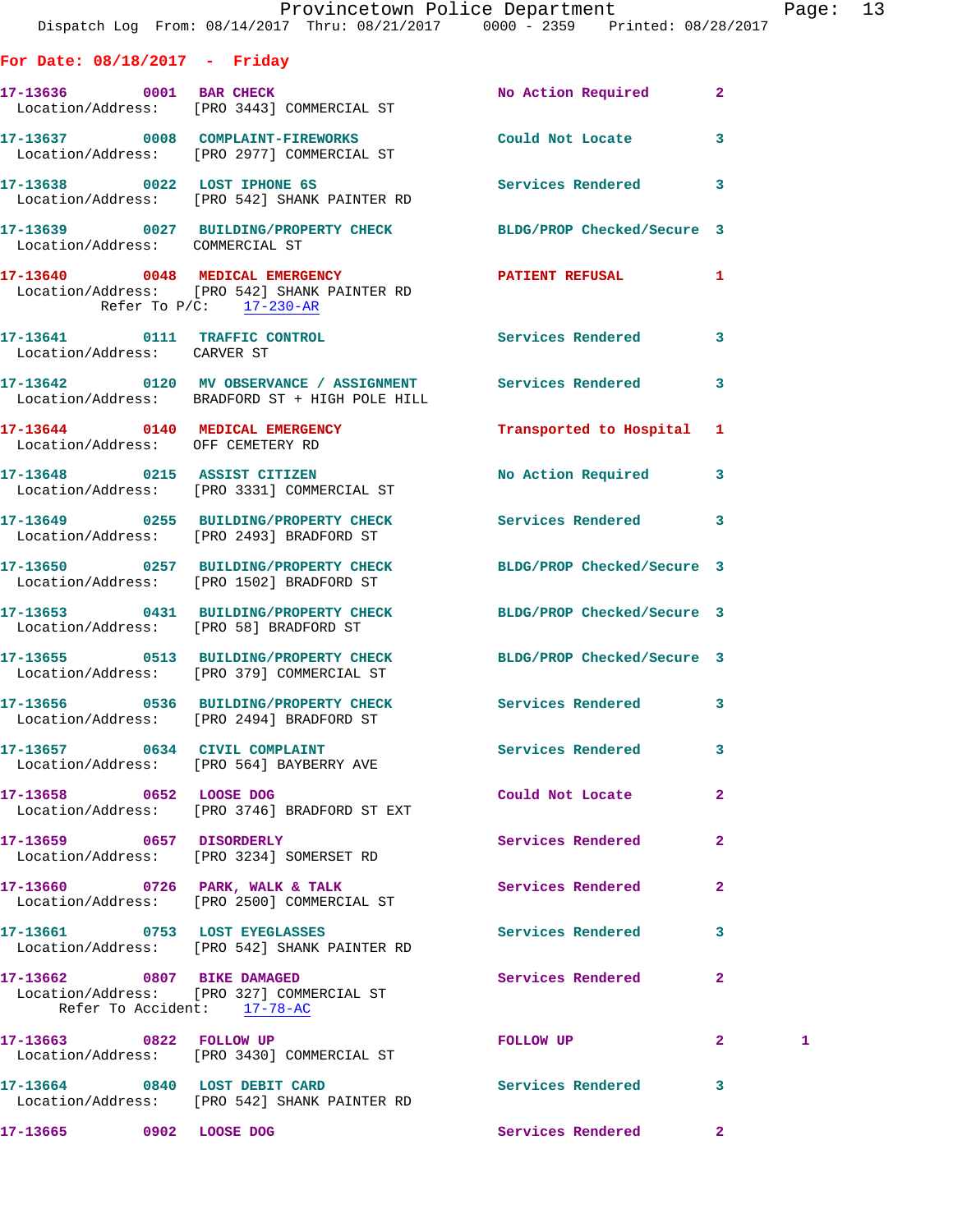**For Date: 08/18/2017 - Friday**

```
17-13636        0001  BAR CHECK                         No Action Required       2
  Location/Address:   [PRO 3443] COMMERCIAL ST

17-13637        0008  COMPLAINT-FIREWORKS               Could Not Locate         3
  Location/Address:   [PRO 2977] COMMERCIAL ST

17-13638        0022  LOST IPHONE 6S                    Services Rendered        3
  Location/Address:   [PRO 542] SHANK PAINTER RD

17-13639        0027  BUILDING/PROPERTY CHECK           BLDG/PROP Checked/Secure 3
  Location/Address:    COMMERCIAL ST

17-13640        0048  MEDICAL EMERGENCY                 PATIENT REFUSAL          1
  Location/Address:   [PRO 542] SHANK PAINTER RD
          Refer To P/C:    17-230-AR

17-13641        0111  TRAFFIC CONTROL                   Services Rendered        3
  Location/Address:    CARVER ST

17-13642        0120  MV OBSERVANCE / ASSIGNMENT        Services Rendered        3
  Location/Address:    BRADFORD ST + HIGH POLE HILL

17-13644        0140  MEDICAL EMERGENCY                 Transported to Hospital  1
  Location/Address:    OFF CEMETERY RD

17-13648        0215  ASSIST CITIZEN                    No Action Required       3
  Location/Address:   [PRO 3331] COMMERCIAL ST

17-13649        0255  BUILDING/PROPERTY CHECK           Services Rendered        3
  Location/Address:   [PRO 2493] BRADFORD ST

17-13650        0257  BUILDING/PROPERTY CHECK           BLDG/PROP Checked/Secure 3
  Location/Address:   [PRO 1502] BRADFORD ST

17-13653        0431  BUILDING/PROPERTY CHECK           BLDG/PROP Checked/Secure 3
  Location/Address:   [PRO 58] BRADFORD ST

17-13655        0513  BUILDING/PROPERTY CHECK           BLDG/PROP Checked/Secure 3
  Location/Address:   [PRO 379] COMMERCIAL ST

17-13656        0536  BUILDING/PROPERTY CHECK           Services Rendered        3
  Location/Address:   [PRO 2494] BRADFORD ST

17-13657        0634  CIVIL COMPLAINT                   Services Rendered        3
  Location/Address:   [PRO 564] BAYBERRY AVE

17-13658        0652  LOOSE DOG                         Could Not Locate         2
  Location/Address:   [PRO 3746] BRADFORD ST EXT

17-13659        0657  DISORDERLY                        Services Rendered        2
  Location/Address:   [PRO 3234] SOMERSET RD

17-13660        0726  PARK, WALK & TALK                 Services Rendered        2
  Location/Address:   [PRO 2500] COMMERCIAL ST

17-13661        0753  LOST EYEGLASSES                   Services Rendered        3
  Location/Address:   [PRO 542] SHANK PAINTER RD

17-13662        0807  BIKE DAMAGED                      Services Rendered        2
  Location/Address:   [PRO 327] COMMERCIAL ST
       Refer To Accident:    17-78-AC

17-13663        0822  FOLLOW UP                         FOLLOW UP                2        1
  Location/Address:   [PRO 3430] COMMERCIAL ST

17-13664        0840  LOST DEBIT CARD                   Services Rendered        3
  Location/Address:   [PRO 542] SHANK PAINTER RD

17-13665        0902  LOOSE DOG                         Services Rendered        2
```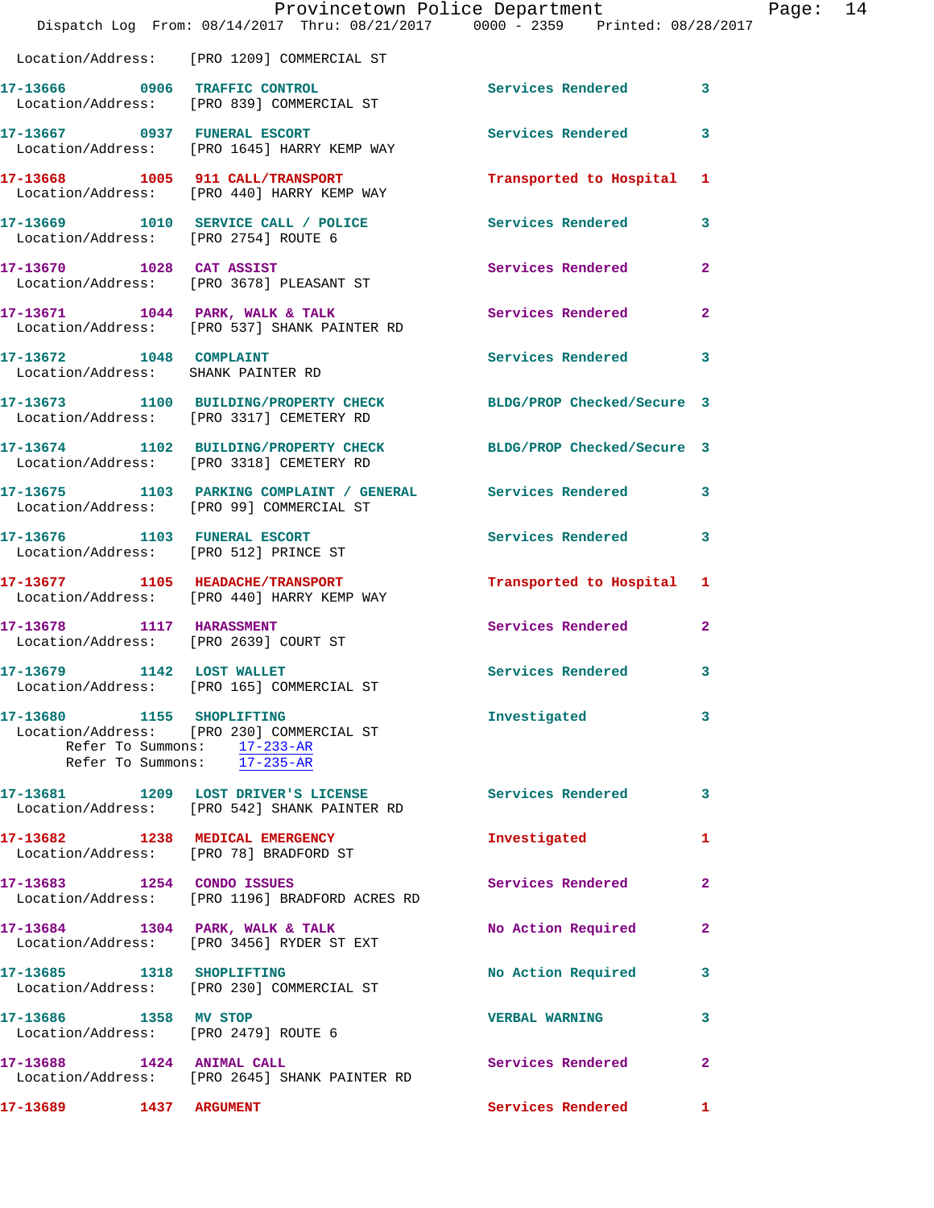Location/Address: [PRO 1209] COMMERCIAL ST

17-13666 0906 TRAFFIC CONTROL Services Rendered 3
Location/Address: [PRO 839] COMMERCIAL ST

17-13667 0937 FUNERAL ESCORT Services Rendered 3
Location/Address: [PRO 1645] HARRY KEMP WAY

17-13668 1005 911 CALL/TRANSPORT Transported to Hospital 1
Location/Address: [PRO 440] HARRY KEMP WAY

17-13669 1010 SERVICE CALL / POLICE Services Rendered 3
Location/Address: [PRO 2754] ROUTE 6

17-13670 1028 CAT ASSIST Services Rendered 2
Location/Address: [PRO 3678] PLEASANT ST

17-13671 1044 PARK, WALK & TALK Services Rendered 2
Location/Address: [PRO 537] SHANK PAINTER RD

17-13672 1048 COMPLAINT Services Rendered 3
Location/Address: SHANK PAINTER RD

17-13673 1100 BUILDING/PROPERTY CHECK BLDG/PROP Checked/Secure 3
Location/Address: [PRO 3317] CEMETERY RD

17-13674 1102 BUILDING/PROPERTY CHECK BLDG/PROP Checked/Secure 3
Location/Address: [PRO 3318] CEMETERY RD

17-13675 1103 PARKING COMPLAINT / GENERAL Services Rendered 3
Location/Address: [PRO 99] COMMERCIAL ST

17-13676 1103 FUNERAL ESCORT Services Rendered 3
Location/Address: [PRO 512] PRINCE ST

17-13677 1105 HEADACHE/TRANSPORT Transported to Hospital 1
Location/Address: [PRO 440] HARRY KEMP WAY

17-13678 1117 HARASSMENT Services Rendered 2
Location/Address: [PRO 2639] COURT ST

17-13679 1142 LOST WALLET Services Rendered 3
Location/Address: [PRO 165] COMMERCIAL ST

17-13680 1155 SHOPLIFTING Investigated 3
Location/Address: [PRO 230] COMMERCIAL ST
Refer To Summons: 17-233-AR
Refer To Summons: 17-235-AR

17-13681 1209 LOST DRIVER'S LICENSE Services Rendered 3
Location/Address: [PRO 542] SHANK PAINTER RD

17-13682 1238 MEDICAL EMERGENCY Investigated 1
Location/Address: [PRO 78] BRADFORD ST

17-13683 1254 CONDO ISSUES Services Rendered 2
Location/Address: [PRO 1196] BRADFORD ACRES RD

17-13684 1304 PARK, WALK & TALK No Action Required 2
Location/Address: [PRO 3456] RYDER ST EXT

17-13685 1318 SHOPLIFTING No Action Required 3
Location/Address: [PRO 230] COMMERCIAL ST

17-13686 1358 MV STOP VERBAL WARNING 3
Location/Address: [PRO 2479] ROUTE 6

17-13688 1424 ANIMAL CALL Services Rendered 2
Location/Address: [PRO 2645] SHANK PAINTER RD

17-13689 1437 ARGUMENT Services Rendered 1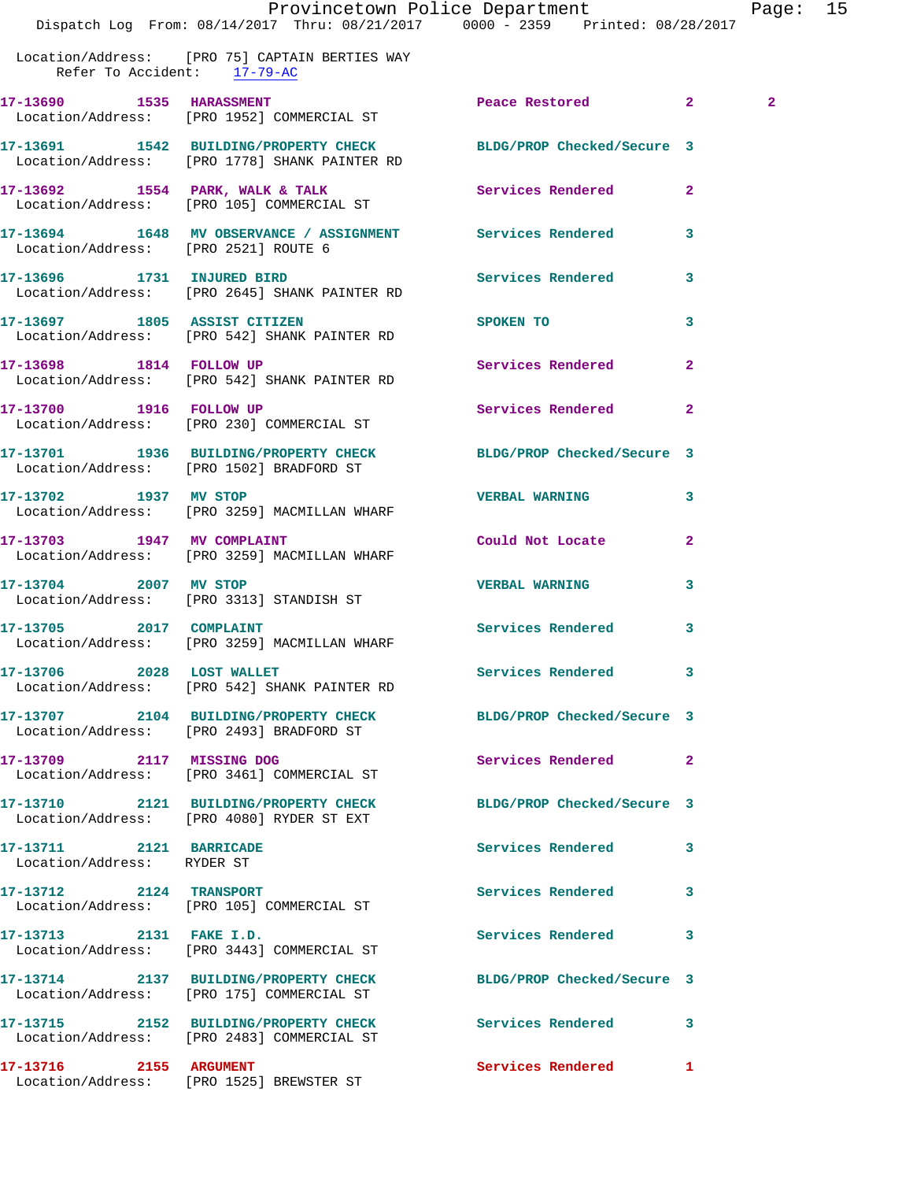Location/Address: [PRO 75] CAPTAIN BERTIES WAY
Refer To Accident: 17-79-AC

| Call Number | Time | Call Reason | Action | Priority | |
|---|---|---|---|---|---|
| 17-13690 | 1535 | HARASSMENT | Peace Restored | 2 | 2 |
| Location/Address: [PRO 1952] COMMERCIAL ST | | | | | |
| 17-13691 | 1542 | BUILDING/PROPERTY CHECK | BLDG/PROP Checked/Secure | 3 | |
| Location/Address: [PRO 1778] SHANK PAINTER RD | | | | | |
| 17-13692 | 1554 | PARK, WALK & TALK | Services Rendered | 2 | |
| Location/Address: [PRO 105] COMMERCIAL ST | | | | | |
| 17-13694 | 1648 | MV OBSERVANCE / ASSIGNMENT | Services Rendered | 3 | |
| Location/Address: [PRO 2521] ROUTE 6 | | | | | |
| 17-13696 | 1731 | INJURED BIRD | Services Rendered | 3 | |
| Location/Address: [PRO 2645] SHANK PAINTER RD | | | | | |
| 17-13697 | 1805 | ASSIST CITIZEN | SPOKEN TO | 3 | |
| Location/Address: [PRO 542] SHANK PAINTER RD | | | | | |
| 17-13698 | 1814 | FOLLOW UP | Services Rendered | 2 | |
| Location/Address: [PRO 542] SHANK PAINTER RD | | | | | |
| 17-13700 | 1916 | FOLLOW UP | Services Rendered | 2 | |
| Location/Address: [PRO 230] COMMERCIAL ST | | | | | |
| 17-13701 | 1936 | BUILDING/PROPERTY CHECK | BLDG/PROP Checked/Secure | 3 | |
| Location/Address: [PRO 1502] BRADFORD ST | | | | | |
| 17-13702 | 1937 | MV STOP | VERBAL WARNING | 3 | |
| Location/Address: [PRO 3259] MACMILLAN WHARF | | | | | |
| 17-13703 | 1947 | MV COMPLAINT | Could Not Locate | 2 | |
| Location/Address: [PRO 3259] MACMILLAN WHARF | | | | | |
| 17-13704 | 2007 | MV STOP | VERBAL WARNING | 3 | |
| Location/Address: [PRO 3313] STANDISH ST | | | | | |
| 17-13705 | 2017 | COMPLAINT | Services Rendered | 3 | |
| Location/Address: [PRO 3259] MACMILLAN WHARF | | | | | |
| 17-13706 | 2028 | LOST WALLET | Services Rendered | 3 | |
| Location/Address: [PRO 542] SHANK PAINTER RD | | | | | |
| 17-13707 | 2104 | BUILDING/PROPERTY CHECK | BLDG/PROP Checked/Secure | 3 | |
| Location/Address: [PRO 2493] BRADFORD ST | | | | | |
| 17-13709 | 2117 | MISSING DOG | Services Rendered | 2 | |
| Location/Address: [PRO 3461] COMMERCIAL ST | | | | | |
| 17-13710 | 2121 | BUILDING/PROPERTY CHECK | BLDG/PROP Checked/Secure | 3 | |
| Location/Address: [PRO 4080] RYDER ST EXT | | | | | |
| 17-13711 | 2121 | BARRICADE | Services Rendered | 3 | |
| Location/Address: RYDER ST | | | | | |
| 17-13712 | 2124 | TRANSPORT | Services Rendered | 3 | |
| Location/Address: [PRO 105] COMMERCIAL ST | | | | | |
| 17-13713 | 2131 | FAKE I.D. | Services Rendered | 3 | |
| Location/Address: [PRO 3443] COMMERCIAL ST | | | | | |
| 17-13714 | 2137 | BUILDING/PROPERTY CHECK | BLDG/PROP Checked/Secure | 3 | |
| Location/Address: [PRO 175] COMMERCIAL ST | | | | | |
| 17-13715 | 2152 | BUILDING/PROPERTY CHECK | Services Rendered | 3 | |
| Location/Address: [PRO 2483] COMMERCIAL ST | | | | | |
| 17-13716 | 2155 | ARGUMENT | Services Rendered | 1 | |
| Location/Address: [PRO 1525] BREWSTER ST | | | | | |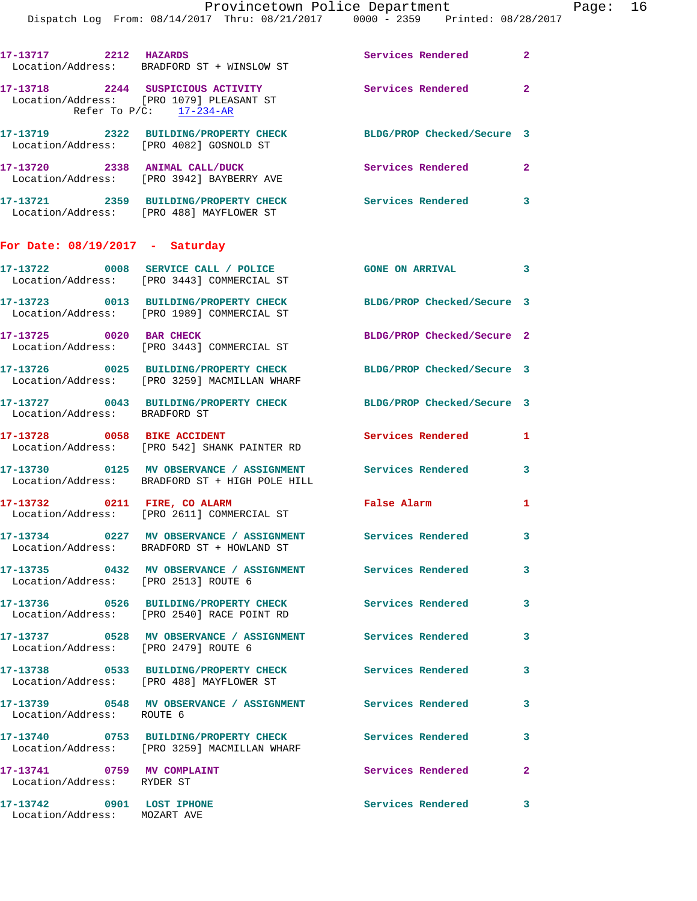17-13717 2212 HAZARDS Services Rendered 2
Location/Address: BRADFORD ST + WINSLOW ST

17-13718 2244 SUSPICIOUS ACTIVITY Services Rendered 2
Location/Address: [PRO 1079] PLEASANT ST
Refer To P/C: 17-234-AR

17-13719 2322 BUILDING/PROPERTY CHECK BLDG/PROP Checked/Secure 3
Location/Address: [PRO 4082] GOSNOLD ST

17-13720 2338 ANIMAL CALL/DUCK Services Rendered 2
Location/Address: [PRO 3942] BAYBERRY AVE

17-13721 2359 BUILDING/PROPERTY CHECK Services Rendered 3
Location/Address: [PRO 488] MAYFLOWER ST

**For Date: 08/19/2017 - Saturday**

17-13722 0008 SERVICE CALL / POLICE GONE ON ARRIVAL 3
Location/Address: [PRO 3443] COMMERCIAL ST

17-13723 0013 BUILDING/PROPERTY CHECK BLDG/PROP Checked/Secure 3
Location/Address: [PRO 1989] COMMERCIAL ST

17-13725 0020 BAR CHECK BLDG/PROP Checked/Secure 2
Location/Address: [PRO 3443] COMMERCIAL ST

17-13726 0025 BUILDING/PROPERTY CHECK BLDG/PROP Checked/Secure 3
Location/Address: [PRO 3259] MACMILLAN WHARF

17-13727 0043 BUILDING/PROPERTY CHECK BLDG/PROP Checked/Secure 3
Location/Address: BRADFORD ST

17-13728 0058 BIKE ACCIDENT Services Rendered 1
Location/Address: [PRO 542] SHANK PAINTER RD

17-13730 0125 MV OBSERVANCE / ASSIGNMENT Services Rendered 3
Location/Address: BRADFORD ST + HIGH POLE HILL

17-13732 0211 FIRE, CO ALARM False Alarm 1
Location/Address: [PRO 2611] COMMERCIAL ST

17-13734 0227 MV OBSERVANCE / ASSIGNMENT Services Rendered 3
Location/Address: BRADFORD ST + HOWLAND ST

17-13735 0432 MV OBSERVANCE / ASSIGNMENT Services Rendered 3
Location/Address: [PRO 2513] ROUTE 6

17-13736 0526 BUILDING/PROPERTY CHECK Services Rendered 3
Location/Address: [PRO 2540] RACE POINT RD

17-13737 0528 MV OBSERVANCE / ASSIGNMENT Services Rendered 3
Location/Address: [PRO 2479] ROUTE 6

17-13738 0533 BUILDING/PROPERTY CHECK Services Rendered 3
Location/Address: [PRO 488] MAYFLOWER ST

17-13739 0548 MV OBSERVANCE / ASSIGNMENT Services Rendered 3
Location/Address: ROUTE 6

17-13740 0753 BUILDING/PROPERTY CHECK Services Rendered 3
Location/Address: [PRO 3259] MACMILLAN WHARF

17-13741 0759 MV COMPLAINT Services Rendered 2
Location/Address: RYDER ST

17-13742 0901 LOST IPHONE Services Rendered 3
Location/Address: MOZART AVE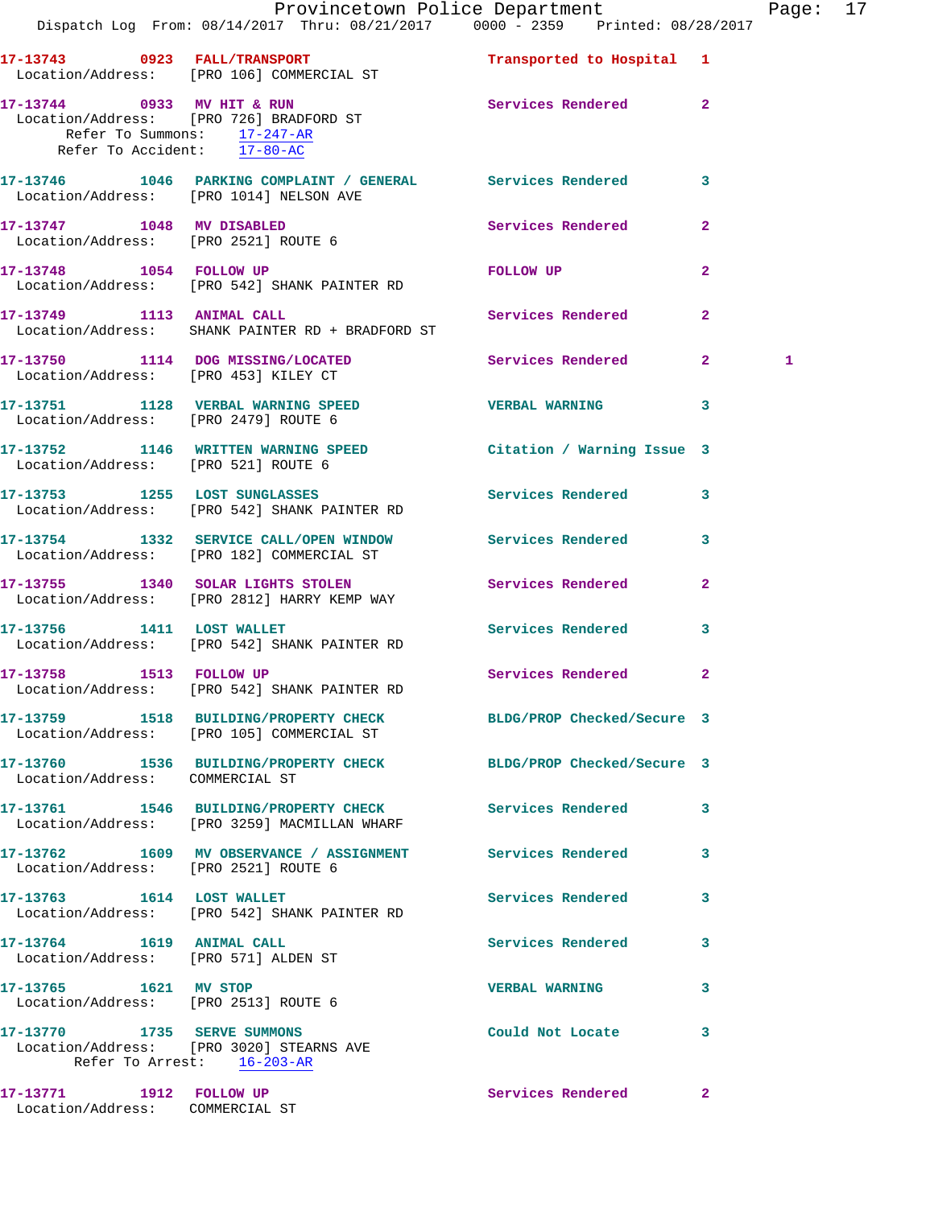17-13743 0923 FALL/TRANSPORT Transported to Hospital 1
Location/Address: [PRO 106] COMMERCIAL ST

17-13744 0933 MV HIT & RUN Services Rendered 2
Location/Address: [PRO 726] BRADFORD ST
Refer To Summons: 17-247-AR
Refer To Accident: 17-80-AC

17-13746 1046 PARKING COMPLAINT / GENERAL Services Rendered 3
Location/Address: [PRO 1014] NELSON AVE

17-13747 1048 MV DISABLED Services Rendered 2
Location/Address: [PRO 2521] ROUTE 6

17-13748 1054 FOLLOW UP FOLLOW UP 2
Location/Address: [PRO 542] SHANK PAINTER RD

17-13749 1113 ANIMAL CALL Services Rendered 2
Location/Address: SHANK PAINTER RD + BRADFORD ST

17-13750 1114 DOG MISSING/LOCATED Services Rendered 2 1
Location/Address: [PRO 453] KILEY CT

17-13751 1128 VERBAL WARNING SPEED VERBAL WARNING 3
Location/Address: [PRO 2479] ROUTE 6

17-13752 1146 WRITTEN WARNING SPEED Citation / Warning Issue 3
Location/Address: [PRO 521] ROUTE 6

17-13753 1255 LOST SUNGLASSES Services Rendered 3
Location/Address: [PRO 542] SHANK PAINTER RD

17-13754 1332 SERVICE CALL/OPEN WINDOW Services Rendered 3
Location/Address: [PRO 182] COMMERCIAL ST

17-13755 1340 SOLAR LIGHTS STOLEN Services Rendered 2
Location/Address: [PRO 2812] HARRY KEMP WAY

17-13756 1411 LOST WALLET Services Rendered 3
Location/Address: [PRO 542] SHANK PAINTER RD

17-13758 1513 FOLLOW UP Services Rendered 2
Location/Address: [PRO 542] SHANK PAINTER RD

17-13759 1518 BUILDING/PROPERTY CHECK BLDG/PROP Checked/Secure 3
Location/Address: [PRO 105] COMMERCIAL ST

17-13760 1536 BUILDING/PROPERTY CHECK BLDG/PROP Checked/Secure 3
Location/Address: COMMERCIAL ST

17-13761 1546 BUILDING/PROPERTY CHECK Services Rendered 3
Location/Address: [PRO 3259] MACMILLAN WHARF

17-13762 1609 MV OBSERVANCE / ASSIGNMENT Services Rendered 3
Location/Address: [PRO 2521] ROUTE 6

17-13763 1614 LOST WALLET Services Rendered 3
Location/Address: [PRO 542] SHANK PAINTER RD

17-13764 1619 ANIMAL CALL Services Rendered 3
Location/Address: [PRO 571] ALDEN ST

17-13765 1621 MV STOP VERBAL WARNING 3
Location/Address: [PRO 2513] ROUTE 6

17-13770 1735 SERVE SUMMONS Could Not Locate 3
Location/Address: [PRO 3020] STEARNS AVE
Refer To Arrest: 16-203-AR

17-13771 1912 FOLLOW UP Services Rendered 2
Location/Address: COMMERCIAL ST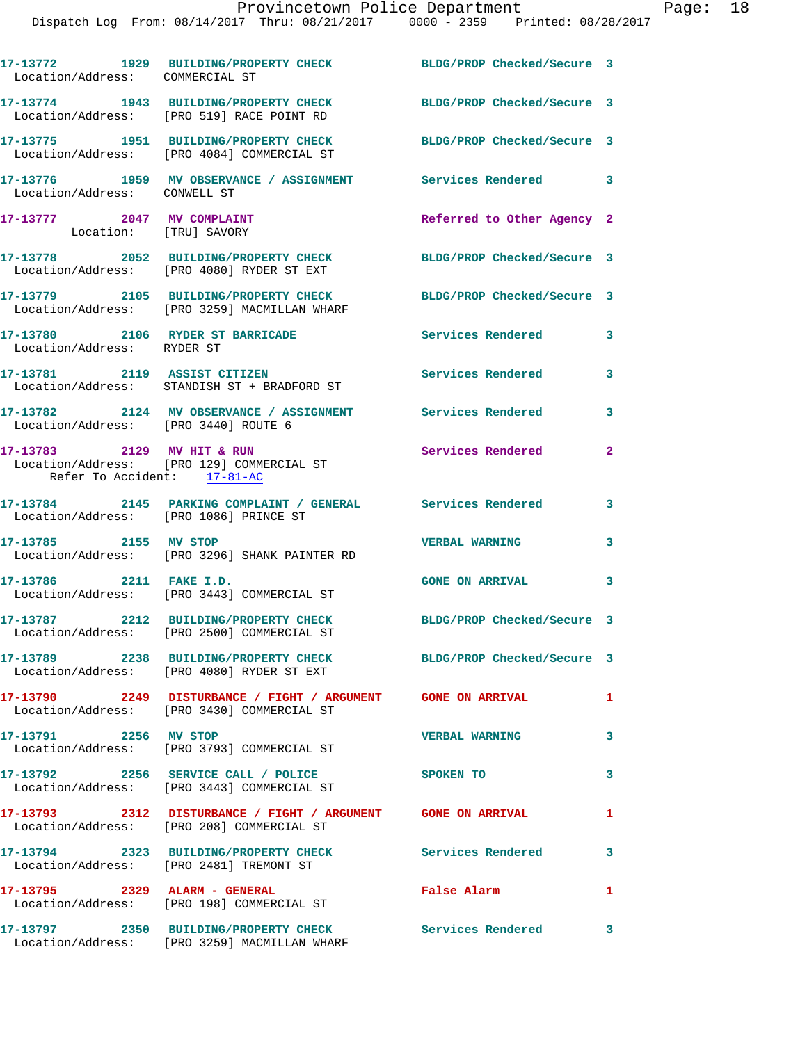17-13772 1929 BUILDING/PROPERTY CHECK BLDG/PROP Checked/Secure 3
Location/Address: COMMERCIAL ST

17-13774 1943 BUILDING/PROPERTY CHECK BLDG/PROP Checked/Secure 3
Location/Address: [PRO 519] RACE POINT RD

17-13775 1951 BUILDING/PROPERTY CHECK BLDG/PROP Checked/Secure 3
Location/Address: [PRO 4084] COMMERCIAL ST

17-13776 1959 MV OBSERVANCE / ASSIGNMENT Services Rendered 3
Location/Address: CONWELL ST

17-13777 2047 MV COMPLAINT Referred to Other Agency 2
Location: [TRU] SAVORY

17-13778 2052 BUILDING/PROPERTY CHECK BLDG/PROP Checked/Secure 3
Location/Address: [PRO 4080] RYDER ST EXT

17-13779 2105 BUILDING/PROPERTY CHECK BLDG/PROP Checked/Secure 3
Location/Address: [PRO 3259] MACMILLAN WHARF

17-13780 2106 RYDER ST BARRICADE Services Rendered 3
Location/Address: RYDER ST

17-13781 2119 ASSIST CITIZEN Services Rendered 3
Location/Address: STANDISH ST + BRADFORD ST

17-13782 2124 MV OBSERVANCE / ASSIGNMENT Services Rendered 3
Location/Address: [PRO 3440] ROUTE 6

17-13783 2129 MV HIT & RUN Services Rendered 2
Location/Address: [PRO 129] COMMERCIAL ST
Refer To Accident: 17-81-AC

17-13784 2145 PARKING COMPLAINT / GENERAL Services Rendered 3
Location/Address: [PRO 1086] PRINCE ST

17-13785 2155 MV STOP VERBAL WARNING 3
Location/Address: [PRO 3296] SHANK PAINTER RD

17-13786 2211 FAKE I.D. GONE ON ARRIVAL 3
Location/Address: [PRO 3443] COMMERCIAL ST

17-13787 2212 BUILDING/PROPERTY CHECK BLDG/PROP Checked/Secure 3
Location/Address: [PRO 2500] COMMERCIAL ST

17-13789 2238 BUILDING/PROPERTY CHECK BLDG/PROP Checked/Secure 3
Location/Address: [PRO 4080] RYDER ST EXT

17-13790 2249 DISTURBANCE / FIGHT / ARGUMENT GONE ON ARRIVAL 1
Location/Address: [PRO 3430] COMMERCIAL ST

17-13791 2256 MV STOP VERBAL WARNING 3
Location/Address: [PRO 3793] COMMERCIAL ST

17-13792 2256 SERVICE CALL / POLICE SPOKEN TO 3
Location/Address: [PRO 3443] COMMERCIAL ST

17-13793 2312 DISTURBANCE / FIGHT / ARGUMENT GONE ON ARRIVAL 1
Location/Address: [PRO 208] COMMERCIAL ST

17-13794 2323 BUILDING/PROPERTY CHECK Services Rendered 3
Location/Address: [PRO 2481] TREMONT ST

17-13795 2329 ALARM - GENERAL False Alarm 1
Location/Address: [PRO 198] COMMERCIAL ST

17-13797 2350 BUILDING/PROPERTY CHECK Services Rendered 3
Location/Address: [PRO 3259] MACMILLAN WHARF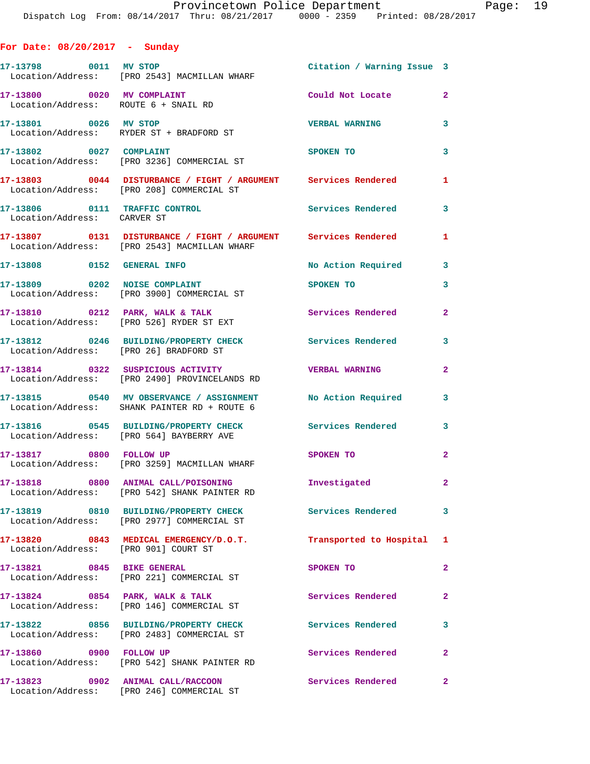**For Date: 08/20/2017 - Sunday**

| Call # | Time | Call Reason | Action | Priority |
|---|---|---|---|---|
| 17-13798 | 0011 | MV STOP | Citation / Warning Issue | 3 |
| | | Location/Address: [PRO 2543] MACMILLAN WHARF | | |
| 17-13800 | 0020 | MV COMPLAINT | Could Not Locate | 2 |
| | | Location/Address: ROUTE 6 + SNAIL RD | | |
| 17-13801 | 0026 | MV STOP | VERBAL WARNING | 3 |
| | | Location/Address: RYDER ST + BRADFORD ST | | |
| 17-13802 | 0027 | COMPLAINT | SPOKEN TO | 3 |
| | | Location/Address: [PRO 3236] COMMERCIAL ST | | |
| 17-13803 | 0044 | DISTURBANCE / FIGHT / ARGUMENT | Services Rendered | 1 |
| | | Location/Address: [PRO 208] COMMERCIAL ST | | |
| 17-13806 | 0111 | TRAFFIC CONTROL | Services Rendered | 3 |
| | | Location/Address: CARVER ST | | |
| 17-13807 | 0131 | DISTURBANCE / FIGHT / ARGUMENT | Services Rendered | 1 |
| | | Location/Address: [PRO 2543] MACMILLAN WHARF | | |
| 17-13808 | 0152 | GENERAL INFO | No Action Required | 3 |
| 17-13809 | 0202 | NOISE COMPLAINT | SPOKEN TO | 3 |
| | | Location/Address: [PRO 3900] COMMERCIAL ST | | |
| 17-13810 | 0212 | PARK, WALK & TALK | Services Rendered | 2 |
| | | Location/Address: [PRO 526] RYDER ST EXT | | |
| 17-13812 | 0246 | BUILDING/PROPERTY CHECK | Services Rendered | 3 |
| | | Location/Address: [PRO 26] BRADFORD ST | | |
| 17-13814 | 0322 | SUSPICIOUS ACTIVITY | VERBAL WARNING | 2 |
| | | Location/Address: [PRO 2490] PROVINCELANDS RD | | |
| 17-13815 | 0540 | MV OBSERVANCE / ASSIGNMENT | No Action Required | 3 |
| | | Location/Address: SHANK PAINTER RD + ROUTE 6 | | |
| 17-13816 | 0545 | BUILDING/PROPERTY CHECK | Services Rendered | 3 |
| | | Location/Address: [PRO 564] BAYBERRY AVE | | |
| 17-13817 | 0800 | FOLLOW UP | SPOKEN TO | 2 |
| | | Location/Address: [PRO 3259] MACMILLAN WHARF | | |
| 17-13818 | 0800 | ANIMAL CALL/POISONING | Investigated | 2 |
| | | Location/Address: [PRO 542] SHANK PAINTER RD | | |
| 17-13819 | 0810 | BUILDING/PROPERTY CHECK | Services Rendered | 3 |
| | | Location/Address: [PRO 2977] COMMERCIAL ST | | |
| 17-13820 | 0843 | MEDICAL EMERGENCY/D.O.T. | Transported to Hospital | 1 |
| | | Location/Address: [PRO 901] COURT ST | | |
| 17-13821 | 0845 | BIKE GENERAL | SPOKEN TO | 2 |
| | | Location/Address: [PRO 221] COMMERCIAL ST | | |
| 17-13824 | 0854 | PARK, WALK & TALK | Services Rendered | 2 |
| | | Location/Address: [PRO 146] COMMERCIAL ST | | |
| 17-13822 | 0856 | BUILDING/PROPERTY CHECK | Services Rendered | 3 |
| | | Location/Address: [PRO 2483] COMMERCIAL ST | | |
| 17-13860 | 0900 | FOLLOW UP | Services Rendered | 2 |
| | | Location/Address: [PRO 542] SHANK PAINTER RD | | |
| 17-13823 | 0902 | ANIMAL CALL/RACCOON | Services Rendered | 2 |
| | | Location/Address: [PRO 246] COMMERCIAL ST | | |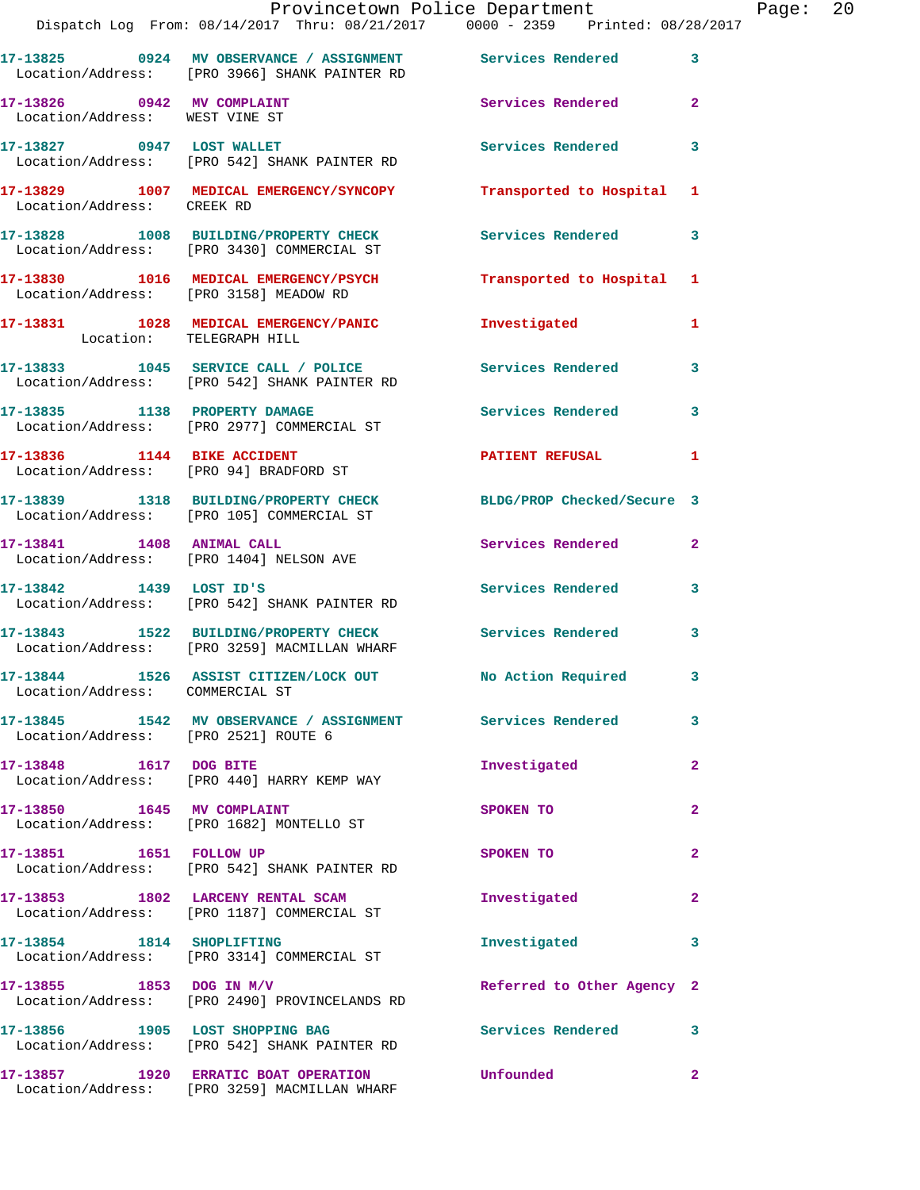17-13825 0924 MV OBSERVANCE / ASSIGNMENT Services Rendered 3
Location/Address: [PRO 3966] SHANK PAINTER RD

17-13826 0942 MV COMPLAINT Services Rendered 2
Location/Address: WEST VINE ST

17-13827 0947 LOST WALLET Services Rendered 3
Location/Address: [PRO 542] SHANK PAINTER RD

17-13829 1007 MEDICAL EMERGENCY/SYNCOPY Transported to Hospital 1
Location/Address: CREEK RD

17-13828 1008 BUILDING/PROPERTY CHECK Services Rendered 3
Location/Address: [PRO 3430] COMMERCIAL ST

17-13830 1016 MEDICAL EMERGENCY/PSYCH Transported to Hospital 1
Location/Address: [PRO 3158] MEADOW RD

17-13831 1028 MEDICAL EMERGENCY/PANIC Investigated 1
Location: TELEGRAPH HILL

17-13833 1045 SERVICE CALL / POLICE Services Rendered 3
Location/Address: [PRO 542] SHANK PAINTER RD

17-13835 1138 PROPERTY DAMAGE Services Rendered 3
Location/Address: [PRO 2977] COMMERCIAL ST

17-13836 1144 BIKE ACCIDENT PATIENT REFUSAL 1
Location/Address: [PRO 94] BRADFORD ST

17-13839 1318 BUILDING/PROPERTY CHECK BLDG/PROP Checked/Secure 3
Location/Address: [PRO 105] COMMERCIAL ST

17-13841 1408 ANIMAL CALL Services Rendered 2
Location/Address: [PRO 1404] NELSON AVE

17-13842 1439 LOST ID'S Services Rendered 3
Location/Address: [PRO 542] SHANK PAINTER RD

17-13843 1522 BUILDING/PROPERTY CHECK Services Rendered 3
Location/Address: [PRO 3259] MACMILLAN WHARF

17-13844 1526 ASSIST CITIZEN/LOCK OUT No Action Required 3
Location/Address: COMMERCIAL ST

17-13845 1542 MV OBSERVANCE / ASSIGNMENT Services Rendered 3
Location/Address: [PRO 2521] ROUTE 6

17-13848 1617 DOG BITE Investigated 2
Location/Address: [PRO 440] HARRY KEMP WAY

17-13850 1645 MV COMPLAINT SPOKEN TO 2
Location/Address: [PRO 1682] MONTELLO ST

17-13851 1651 FOLLOW UP SPOKEN TO 2
Location/Address: [PRO 542] SHANK PAINTER RD

17-13853 1802 LARCENY RENTAL SCAM Investigated 2
Location/Address: [PRO 1187] COMMERCIAL ST

17-13854 1814 SHOPLIFTING Investigated 3
Location/Address: [PRO 3314] COMMERCIAL ST

17-13855 1853 DOG IN M/V Referred to Other Agency 2
Location/Address: [PRO 2490] PROVINCELANDS RD

17-13856 1905 LOST SHOPPING BAG Services Rendered 3
Location/Address: [PRO 542] SHANK PAINTER RD

17-13857 1920 ERRATIC BOAT OPERATION Unfounded 2
Location/Address: [PRO 3259] MACMILLAN WHARF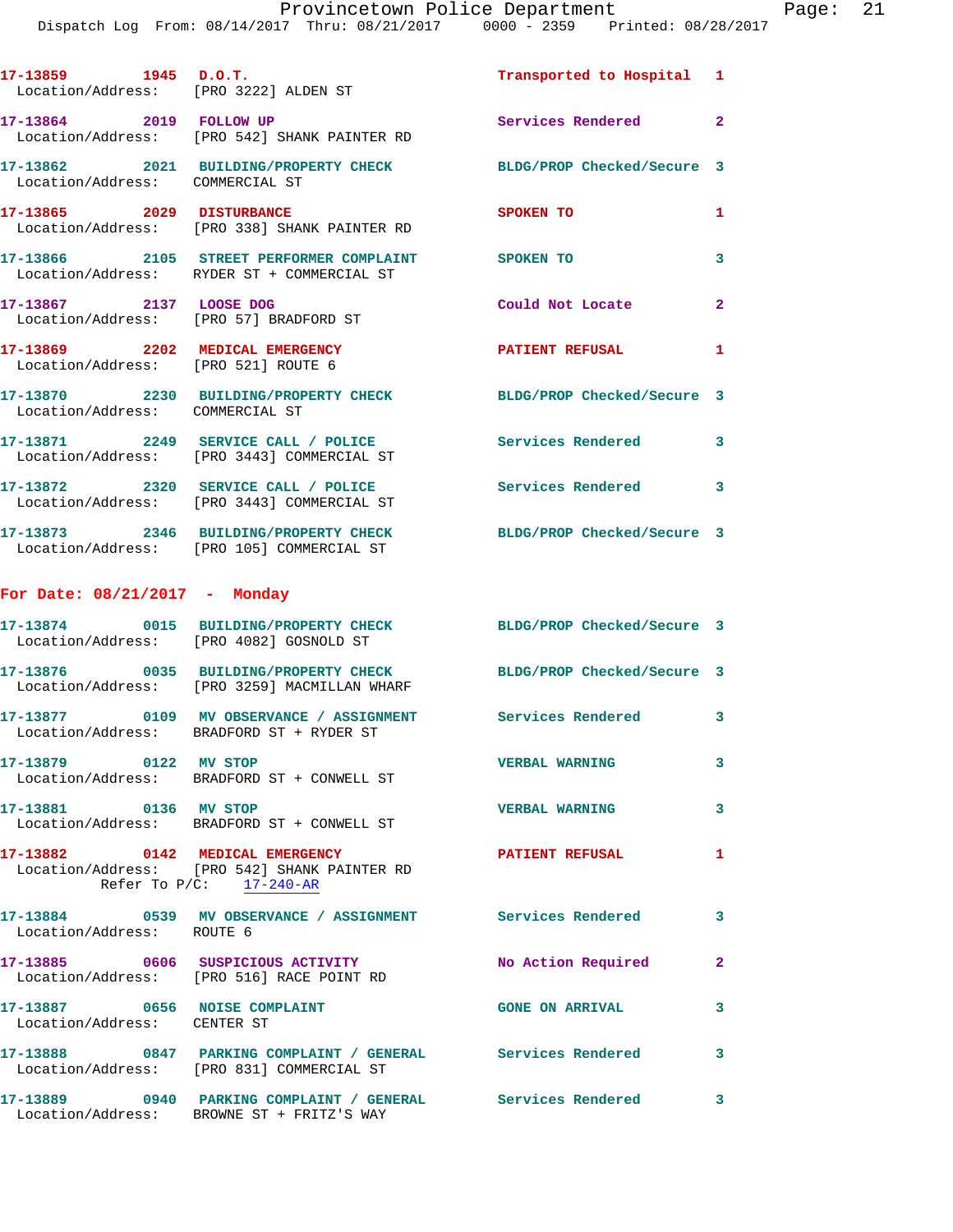17-13859 1945 D.O.T. Transported to Hospital 1
Location/Address: [PRO 3222] ALDEN ST

17-13864 2019 FOLLOW UP Services Rendered 2
Location/Address: [PRO 542] SHANK PAINTER RD

17-13862 2021 BUILDING/PROPERTY CHECK BLDG/PROP Checked/Secure 3
Location/Address: COMMERCIAL ST

17-13865 2029 DISTURBANCE SPOKEN TO 1
Location/Address: [PRO 338] SHANK PAINTER RD

17-13866 2105 STREET PERFORMER COMPLAINT SPOKEN TO 3
Location/Address: RYDER ST + COMMERCIAL ST

17-13867 2137 LOOSE DOG Could Not Locate 2
Location/Address: [PRO 57] BRADFORD ST

17-13869 2202 MEDICAL EMERGENCY PATIENT REFUSAL 1
Location/Address: [PRO 521] ROUTE 6

17-13870 2230 BUILDING/PROPERTY CHECK BLDG/PROP Checked/Secure 3
Location/Address: COMMERCIAL ST

17-13871 2249 SERVICE CALL / POLICE Services Rendered 3
Location/Address: [PRO 3443] COMMERCIAL ST

17-13872 2320 SERVICE CALL / POLICE Services Rendered 3
Location/Address: [PRO 3443] COMMERCIAL ST

17-13873 2346 BUILDING/PROPERTY CHECK BLDG/PROP Checked/Secure 3
Location/Address: [PRO 105] COMMERCIAL ST

## For Date: 08/21/2017 - Monday

17-13874 0015 BUILDING/PROPERTY CHECK BLDG/PROP Checked/Secure 3
Location/Address: [PRO 4082] GOSNOLD ST

17-13876 0035 BUILDING/PROPERTY CHECK BLDG/PROP Checked/Secure 3
Location/Address: [PRO 3259] MACMILLAN WHARF

17-13877 0109 MV OBSERVANCE / ASSIGNMENT Services Rendered 3
Location/Address: BRADFORD ST + RYDER ST

17-13879 0122 MV STOP VERBAL WARNING 3
Location/Address: BRADFORD ST + CONWELL ST

17-13881 0136 MV STOP VERBAL WARNING 3
Location/Address: BRADFORD ST + CONWELL ST

17-13882 0142 MEDICAL EMERGENCY PATIENT REFUSAL 1
Location/Address: [PRO 542] SHANK PAINTER RD
Refer To P/C: 17-240-AR

17-13884 0539 MV OBSERVANCE / ASSIGNMENT Services Rendered 3
Location/Address: ROUTE 6

17-13885 0606 SUSPICIOUS ACTIVITY No Action Required 2
Location/Address: [PRO 516] RACE POINT RD

17-13887 0656 NOISE COMPLAINT GONE ON ARRIVAL 3
Location/Address: CENTER ST

17-13888 0847 PARKING COMPLAINT / GENERAL Services Rendered 3
Location/Address: [PRO 831] COMMERCIAL ST

17-13889 0940 PARKING COMPLAINT / GENERAL Services Rendered 3
Location/Address: BROWNE ST + FRITZ'S WAY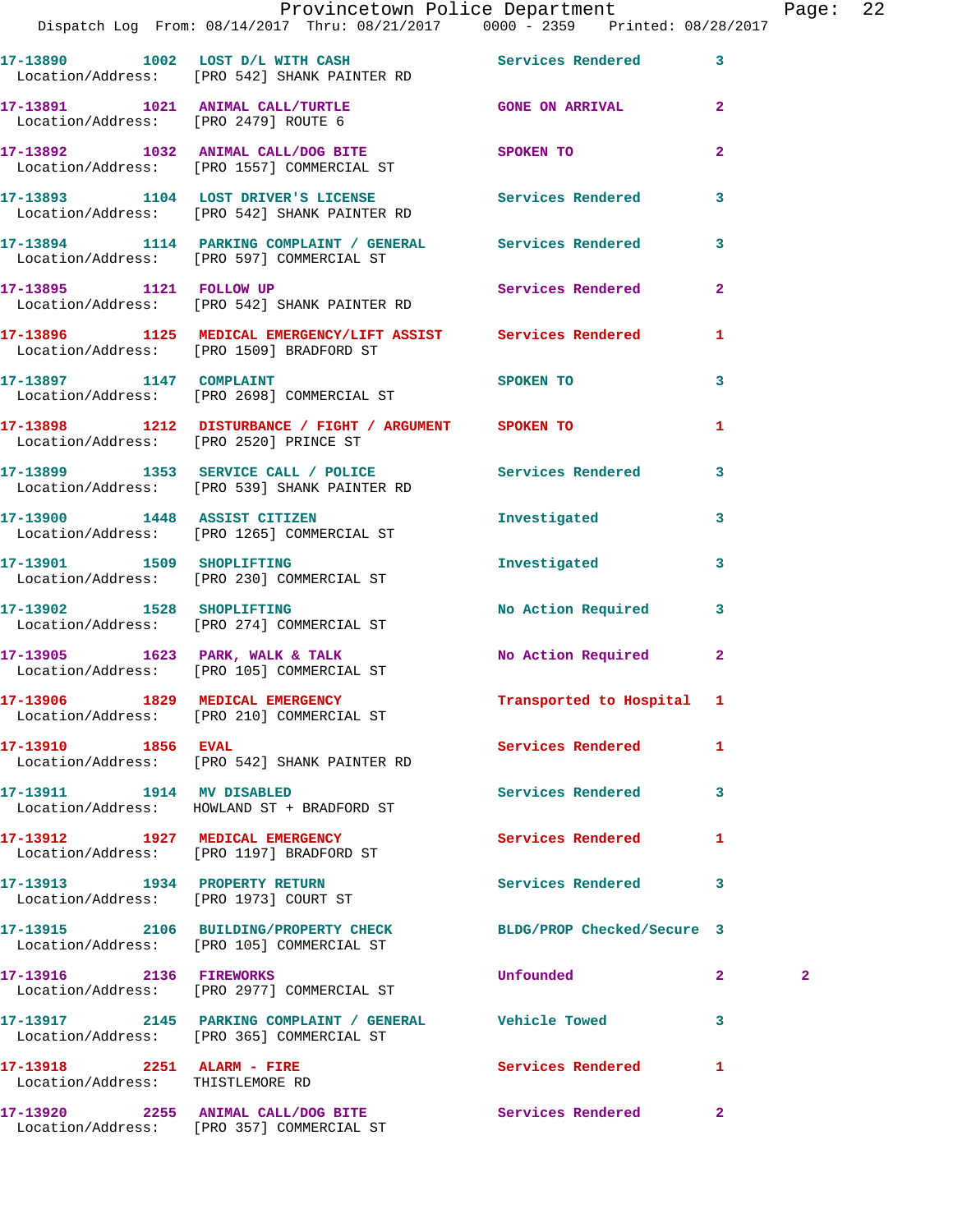| Call Number | Time | Call Reason | Action | Priority | |
|---|---|---|---|---|---|
| 17-13890 | 1002 | LOST D/L WITH CASH | Services Rendered | 3 | |
| Location/Address: | | [PRO 542] SHANK PAINTER RD | | | |
| 17-13891 | 1021 | ANIMAL CALL/TURTLE | GONE ON ARRIVAL | 2 | |
| Location/Address: | | [PRO 2479] ROUTE 6 | | | |
| 17-13892 | 1032 | ANIMAL CALL/DOG BITE | SPOKEN TO | 2 | |
| Location/Address: | | [PRO 1557] COMMERCIAL ST | | | |
| 17-13893 | 1104 | LOST DRIVER'S LICENSE | Services Rendered | 3 | |
| Location/Address: | | [PRO 542] SHANK PAINTER RD | | | |
| 17-13894 | 1114 | PARKING COMPLAINT / GENERAL | Services Rendered | 3 | |
| Location/Address: | | [PRO 597] COMMERCIAL ST | | | |
| 17-13895 | 1121 | FOLLOW UP | Services Rendered | 2 | |
| Location/Address: | | [PRO 542] SHANK PAINTER RD | | | |
| 17-13896 | 1125 | MEDICAL EMERGENCY/LIFT ASSIST | Services Rendered | 1 | |
| Location/Address: | | [PRO 1509] BRADFORD ST | | | |
| 17-13897 | 1147 | COMPLAINT | SPOKEN TO | 3 | |
| Location/Address: | | [PRO 2698] COMMERCIAL ST | | | |
| 17-13898 | 1212 | DISTURBANCE / FIGHT / ARGUMENT | SPOKEN TO | 1 | |
| Location/Address: | | [PRO 2520] PRINCE ST | | | |
| 17-13899 | 1353 | SERVICE CALL / POLICE | Services Rendered | 3 | |
| Location/Address: | | [PRO 539] SHANK PAINTER RD | | | |
| 17-13900 | 1448 | ASSIST CITIZEN | Investigated | 3 | |
| Location/Address: | | [PRO 1265] COMMERCIAL ST | | | |
| 17-13901 | 1509 | SHOPLIFTING | Investigated | 3 | |
| Location/Address: | | [PRO 230] COMMERCIAL ST | | | |
| 17-13902 | 1528 | SHOPLIFTING | No Action Required | 3 | |
| Location/Address: | | [PRO 274] COMMERCIAL ST | | | |
| 17-13905 | 1623 | PARK, WALK & TALK | No Action Required | 2 | |
| Location/Address: | | [PRO 105] COMMERCIAL ST | | | |
| 17-13906 | 1829 | MEDICAL EMERGENCY | Transported to Hospital | 1 | |
| Location/Address: | | [PRO 210] COMMERCIAL ST | | | |
| 17-13910 | 1856 | EVAL | Services Rendered | 1 | |
| Location/Address: | | [PRO 542] SHANK PAINTER RD | | | |
| 17-13911 | 1914 | MV DISABLED | Services Rendered | 3 | |
| Location/Address: | | HOWLAND ST + BRADFORD ST | | | |
| 17-13912 | 1927 | MEDICAL EMERGENCY | Services Rendered | 1 | |
| Location/Address: | | [PRO 1197] BRADFORD ST | | | |
| 17-13913 | 1934 | PROPERTY RETURN | Services Rendered | 3 | |
| Location/Address: | | [PRO 1973] COURT ST | | | |
| 17-13915 | 2106 | BUILDING/PROPERTY CHECK | BLDG/PROP Checked/Secure | 3 | |
| Location/Address: | | [PRO 105] COMMERCIAL ST | | | |
| 17-13916 | 2136 | FIREWORKS | Unfounded | 2 | 2 |
| Location/Address: | | [PRO 2977] COMMERCIAL ST | | | |
| 17-13917 | 2145 | PARKING COMPLAINT / GENERAL | Vehicle Towed | 3 | |
| Location/Address: | | [PRO 365] COMMERCIAL ST | | | |
| 17-13918 | 2251 | ALARM - FIRE | Services Rendered | 1 | |
| Location/Address: | | THISTLEMORE RD | | | |
| 17-13920 | 2255 | ANIMAL CALL/DOG BITE | Services Rendered | 2 | |
| Location/Address: | | [PRO 357] COMMERCIAL ST | | | |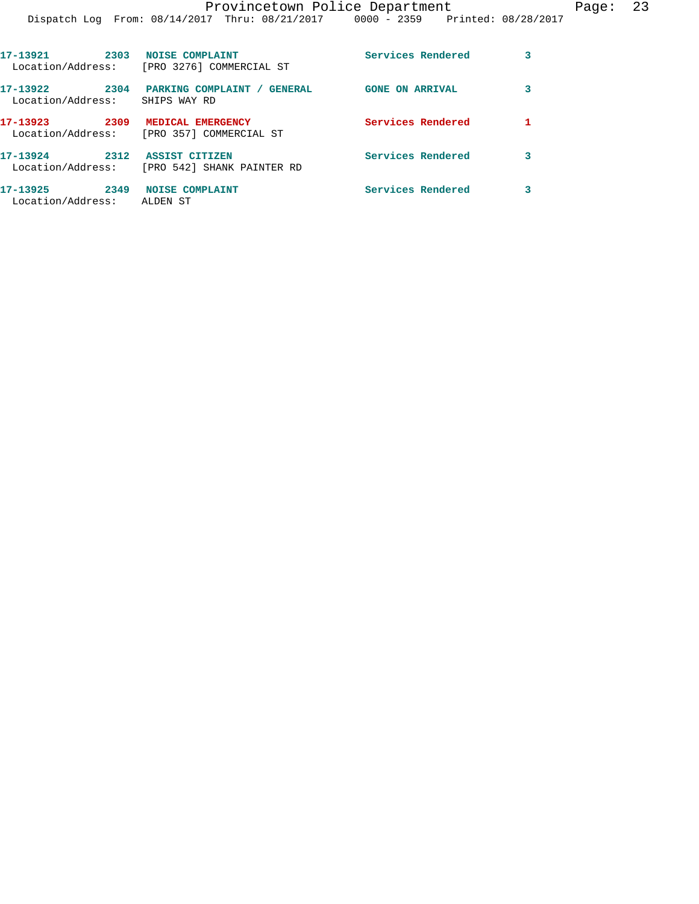17-13921 2303 NOISE COMPLAINT Services Rendered 3
Location/Address: [PRO 3276] COMMERCIAL ST

17-13922 2304 PARKING COMPLAINT / GENERAL GONE ON ARRIVAL 3
Location/Address: SHIPS WAY RD

17-13923 2309 MEDICAL EMERGENCY Services Rendered 1
Location/Address: [PRO 357] COMMERCIAL ST

17-13924 2312 ASSIST CITIZEN Services Rendered 3
Location/Address: [PRO 542] SHANK PAINTER RD

17-13925 2349 NOISE COMPLAINT Services Rendered 3
Location/Address: ALDEN ST